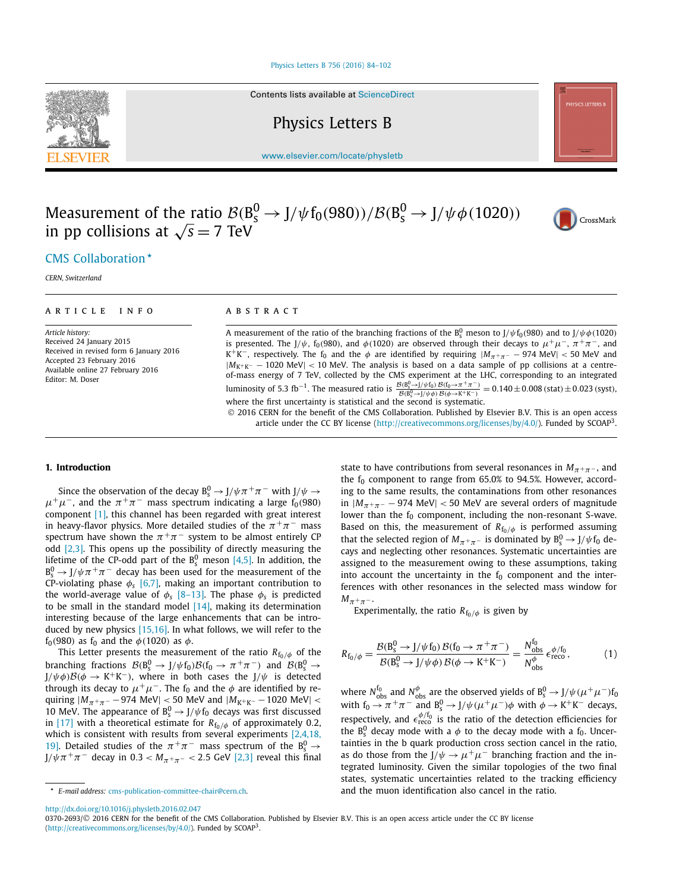# Measurement of the ratio $\mathcal{B}(B_s^0 \to J/\psi f_0(980))/\mathcal{B}(B_s^0 \to J/\psi \phi(1020))$ in pp collisions at $\sqrt{s} = 7$ TeV

CMS Collaboration *

*CERN, Switzerland*

## ARTICLE INFO

*Article history:*
Received 24 January 2015
Received in revised form 6 January 2016
Accepted 23 February 2016
Available online 27 February 2016
Editor: M. Doser

## ABSTRACT

A measurement of the ratio of the branching fractions of the $B_s^0$ meson to $J/\psi f_0(980)$ and to $J/\psi \phi(1020)$ is presented. The $J/\psi$, $f_0(980)$, and $\phi(1020)$ are observed through their decays to $\mu^+\mu^-$, $\pi^+\pi^-$, and $K^+K^-$, respectively. The $f_0$ and the $\phi$ are identified by requiring $|M_{\pi^+\pi^-} - 974\ \text{MeV}| < 50$ MeV and $|M_{K^+K^-} - 1020\ \text{MeV}| < 10$ MeV. The analysis is based on a data sample of pp collisions at a centre-of-mass energy of 7 TeV, collected by the CMS experiment at the LHC, corresponding to an integrated luminosity of 5.3 fb$^{-1}$. The measured ratio is $\frac{\mathcal{B}(B_s^0 \to J/\psi f_0)\,\mathcal{B}(f_0 \to \pi^+\pi^-)}{\mathcal{B}(B_s^0 \to J/\psi \phi)\,\mathcal{B}(\phi \to K^+K^-)} = 0.140 \pm 0.008\ (\text{stat}) \pm 0.023\ (\text{syst})$, where the first uncertainty is statistical and the second is systematic.

© 2016 CERN for the benefit of the CMS Collaboration. Published by Elsevier B.V. This is an open access article under the CC BY license (http://creativecommons.org/licenses/by/4.0/). Funded by SCOAP[3].

## 1. Introduction

Since the observation of the decay $B_s^0 \to J/\psi \pi^+\pi^-$ with $J/\psi \to \mu^+\mu^-$, and the $\pi^+\pi^-$ mass spectrum indicating a large $f_0(980)$ component [1], this channel has been regarded with great interest in heavy-flavor physics. More detailed studies of the $\pi^+\pi^-$ mass spectrum have shown the $\pi^+\pi^-$ system to be almost entirely CP odd [2,3]. This opens up the possibility of directly measuring the lifetime of the CP-odd part of the $B_s^0$ meson [4,5]. In addition, the $B_s^0 \to J/\psi \pi^+\pi^-$ decay has been used for the measurement of the CP-violating phase $\phi_s$ [6,7], making an important contribution to the world-average value of $\phi_s$ [8–13]. The phase $\phi_s$ is predicted to be small in the standard model [14], making its determination interesting because of the large enhancements that can be introduced by new physics [15,16]. In what follows, we will refer to the $f_0(980)$ as $f_0$ and the $\phi(1020)$ as $\phi$.

This Letter presents the measurement of the ratio $R_{f_0/\phi}$ of the branching fractions $\mathcal{B}(B_s^0 \to J/\psi f_0)\mathcal{B}(f_0 \to \pi^+\pi^-)$ and $\mathcal{B}(B_s^0 \to J/\psi \phi)\mathcal{B}(\phi \to K^+K^-)$, where in both cases the $J/\psi$ is detected through its decay to $\mu^+\mu^-$. The $f_0$ and the $\phi$ are identified by requiring $|M_{\pi^+\pi^-} - 974\ \text{MeV}| < 50$ MeV and $|M_{K^+K^-} - 1020\ \text{MeV}| < 10$ MeV. The appearance of $B_s^0 \to J/\psi f_0$ decays was first discussed in [17] with a theoretical estimate for $R_{f_0/\phi}$ of approximately 0.2, which is consistent with results from several experiments [2,4,18,19]. Detailed studies of the $\pi^+\pi^-$ mass spectrum of the $B_s^0 \to J/\psi \pi^+\pi^-$ decay in $0.3 < M_{\pi^+\pi^-} < 2.5$ GeV [2,3] reveal this final state to have contributions from several resonances in $M_{\pi^+\pi^-}$, and the $f_0$ component to range from 65.0% to 94.5%. However, according to the same results, the contaminations from other resonances in $|M_{\pi^+\pi^-} - 974\ \text{MeV}| < 50$ MeV are several orders of magnitude lower than the $f_0$ component, including the non-resonant S-wave. Based on this, the measurement of $R_{f_0/\phi}$ is performed assuming that the selected region of $M_{\pi^+\pi^-}$ is dominated by $B_s^0 \to J/\psi f_0$ decays and neglecting other resonances. Systematic uncertainties are assigned to the measurement owing to these assumptions, taking into account the uncertainty in the $f_0$ component and the interferences with other resonances in the selected mass window for $M_{\pi^+\pi^-}$.

Experimentally, the ratio $R_{f_0/\phi}$ is given by

$$R_{f_0/\phi} = \frac{\mathcal{B}(B_s^0 \to J/\psi f_0)\,\mathcal{B}(f_0 \to \pi^+\pi^-)}{\mathcal{B}(B_s^0 \to J/\psi \phi)\,\mathcal{B}(\phi \to K^+K^-)} = \frac{N_{\text{obs}}^{f_0}}{N_{\text{obs}}^{\phi}}\,\epsilon_{\text{reco}}^{\phi/f_0}, \tag{1}$$

where $N_{\text{obs}}^{f_0}$ and $N_{\text{obs}}^{\phi}$ are the observed yields of $B_s^0 \to J/\psi(\mu^+\mu^-)f_0$ with $f_0 \to \pi^+\pi^-$ and $B_s^0 \to J/\psi(\mu^+\mu^-)\phi$ with $\phi \to K^+K^-$ decays, respectively, and $\epsilon_{\text{reco}}^{\phi/f_0}$ is the ratio of the detection efficiencies for the $B_s^0$ decay mode with a $\phi$ to the decay mode with a $f_0$. Uncertainties in the b quark production cross section cancel in the ratio, as do those from the $J/\psi \to \mu^+\mu^-$ branching fraction and the integrated luminosity. Given the similar topologies of the two final states, systematic uncertainties related to the tracking efficiency and the muon identification also cancel in the ratio.

* E-mail address: cms-publication-committee-chair@cern.ch.

http://dx.doi.org/10.1016/j.physletb.2016.02.047
0370-2693/© 2016 CERN for the benefit of the CMS Collaboration. Published by Elsevier B.V. This is an open access article under the CC BY license (http://creativecommons.org/licenses/by/4.0/). Funded by SCOAP[3].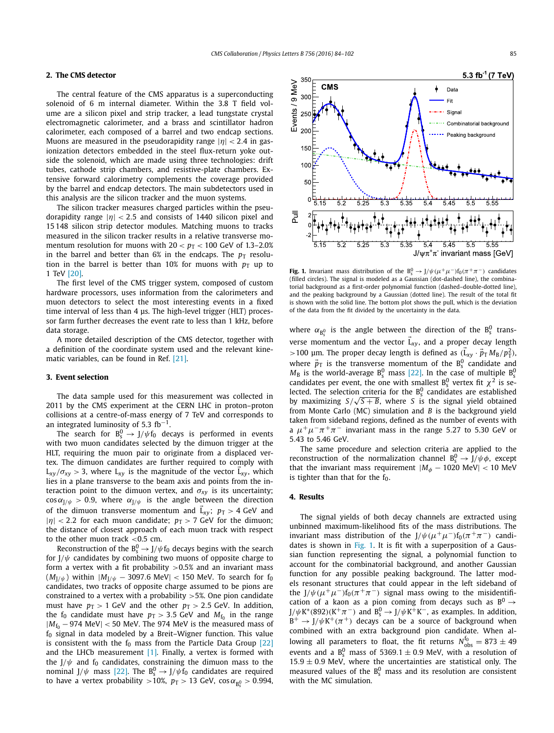## 2. The CMS detector

The central feature of the CMS apparatus is a superconducting solenoid of 6 m internal diameter. Within the 3.8 T field volume are a silicon pixel and strip tracker, a lead tungstate crystal electromagnetic calorimeter, and a brass and scintillator hadron calorimeter, each composed of a barrel and two endcap sections. Muons are measured in the pseudorapidity range $|\eta| < 2.4$ in gas-ionization detectors embedded in the steel flux-return yoke outside the solenoid, which are made using three technologies: drift tubes, cathode strip chambers, and resistive-plate chambers. Extensive forward calorimetry complements the coverage provided by the barrel and endcap detectors. The main subdetectors used in this analysis are the silicon tracker and the muon systems.

The silicon tracker measures charged particles within the pseudorapidity range $|\eta| < 2.5$ and consists of 1440 silicon pixel and 15 148 silicon strip detector modules. Matching muons to tracks measured in the silicon tracker results in a relative transverse momentum resolution for muons with $20 < p_T < 100$ GeV of 1.3–2.0% in the barrel and better than 6% in the endcaps. The $p_T$ resolution in the barrel is better than 10% for muons with $p_T$ up to 1 TeV [20].

The first level of the CMS trigger system, composed of custom hardware processors, uses information from the calorimeters and muon detectors to select the most interesting events in a fixed time interval of less than 4 μs. The high-level trigger (HLT) processor farm further decreases the event rate to less than 1 kHz, before data storage.

A more detailed description of the CMS detector, together with a definition of the coordinate system used and the relevant kinematic variables, can be found in Ref. [21].

## 3. Event selection

The data sample used for this measurement was collected in 2011 by the CMS experiment at the CERN LHC in proton–proton collisions at a centre-of-mass energy of 7 TeV and corresponds to an integrated luminosity of 5.3 fb$^{-1}$.

The search for $B^0_s \to J/\psi f_0$ decays is performed in events with two muon candidates selected by the dimuon trigger at the HLT, requiring the muon pair to originate from a displaced vertex. The dimuon candidates are further required to comply with $L_{xy}/\sigma_{xy} > 3$, where $L_{xy}$ is the magnitude of the vector $\vec{L}_{xy}$, which lies in a plane transverse to the beam axis and points from the interaction point to the dimuon vertex, and $\sigma_{xy}$ is its uncertainty; $\cos\alpha_{J/\psi} > 0.9$, where $\alpha_{J/\psi}$ is the angle between the direction of the dimuon transverse momentum and $\vec{L}_{xy}$; $p_T > 4$ GeV and $|\eta| < 2.2$ for each muon candidate; $p_T > 7$ GeV for the dimuon; the distance of closest approach of each muon track with respect to the other muon track $<$0.5 cm.

Reconstruction of the $B^0_s \to J/\psi f_0$ decays begins with the search for $J/\psi$ candidates by combining two muons of opposite charge to form a vertex with a fit probability $>$0.5% and an invariant mass ($M_{J/\psi}$) within $|M_{J/\psi} - 3097.6 \text{ MeV}| < 150$ MeV. To search for $f_0$ candidates, two tracks of opposite charge assumed to be pions are constrained to a vertex with a probability $>$5%. One pion candidate must have $p_T > 1$ GeV and the other $p_T > 2.5$ GeV. In addition, the $f_0$ candidate must have $p_T > 3.5$ GeV and $M_{f_0}$ in the range $|M_{f_0} - 974 \text{ MeV}| < 50$ MeV. The 974 MeV is the measured mass of $f_0$ signal in data modeled by a Breit–Wigner function. This value is consistent with the $f_0$ mass from the Particle Data Group [22] and the LHCb measurement [1]. Finally, a vertex is formed with the $J/\psi$ and $f_0$ candidates, constraining the dimuon mass to the nominal $J/\psi$ mass [22]. The $B^0_s \to J/\psi f_0$ candidates are required to have a vertex probability $>$10%, $p_T > 13$ GeV, $\cos\alpha_{B^0_s} > 0.994$, where $\alpha_{B^0_s}$ is the angle between the direction of the $B^0_s$ transverse momentum and the vector $\vec{L}_{xy}$, and a proper decay length $>$100 μm. The proper decay length is defined as $(\vec{L}_{xy} \cdot \vec{p}_T M_B / p_T^2)$, where $\vec{p}_T$ is the transverse momentum of the $B^0_s$ candidate and $M_B$ is the world-average $B^0_s$ mass [22]. In the case of multiple $B^0_s$ candidates per event, the one with smallest $B^0_s$ vertex fit $\chi^2$ is selected. The selection criteria for the $B^0_s$ candidates are established by maximizing $S/\sqrt{S+B}$, where $S$ is the signal yield obtained from Monte Carlo (MC) simulation and $B$ is the background yield taken from sideband regions, defined as the number of events with a $\mu^+\mu^-\pi^+\pi^-$ invariant mass in the range 5.27 to 5.30 GeV or 5.43 to 5.46 GeV.

The same procedure and selection criteria are applied to the reconstruction of the normalization channel $B^0_s \to J/\psi\phi$, except that the invariant mass requirement $|M_\phi - 1020 \text{ MeV}| < 10$ MeV is tighter than that for the $f_0$.

Fig. 1. Invariant mass distribution of the $B^0_s \to J/\psi(\mu^+\mu^-)f_0(\pi^+\pi^-)$ candidates (filled circles). The signal is modeled as a Gaussian (dot-dashed line), the combinatorial background as a first-order polynomial function (dashed–double-dotted line), and the peaking background by a Gaussian (dotted line). The result of the total fit is shown with the solid line. The bottom plot shows the pull, which is the deviation of the data from the fit divided by the uncertainty in the data.

## 4. Results

The signal yields of both decay channels are extracted using unbinned maximum-likelihood fits of the mass distributions. The invariant mass distribution of the $J/\psi(\mu^+\mu^-)f_0(\pi^+\pi^-)$ candidates is shown in Fig. 1. It is fit with a superposition of a Gaussian function representing the signal, a polynomial function to account for the combinatorial background, and another Gaussian function for any possible peaking background. The latter models resonant structures that could appear in the left sideband of the $J/\psi(\mu^+\mu^-)f_0(\pi^+\pi^-)$ signal mass owing to the misidentification of a kaon as a pion coming from decays such as $B^0 \to J/\psi K^*(892)(K^+\pi^-)$ and $B^0_s \to J/\psi K^+K^-$, as examples. In addition, $B^+ \to J/\psi K^+(\pi^+)$ decays can be a source of background when combined with an extra background pion candidate. When allowing all parameters to float, the fit returns $N^{f_0}_{\text{obs}} = 873 \pm 49$ events and a $B^0_s$ mass of $5369.1 \pm 0.9$ MeV, with a resolution of $15.9 \pm 0.9$ MeV, where the uncertainties are statistical only. The measured values of the $B^0_s$ mass and its resolution are consistent with the MC simulation.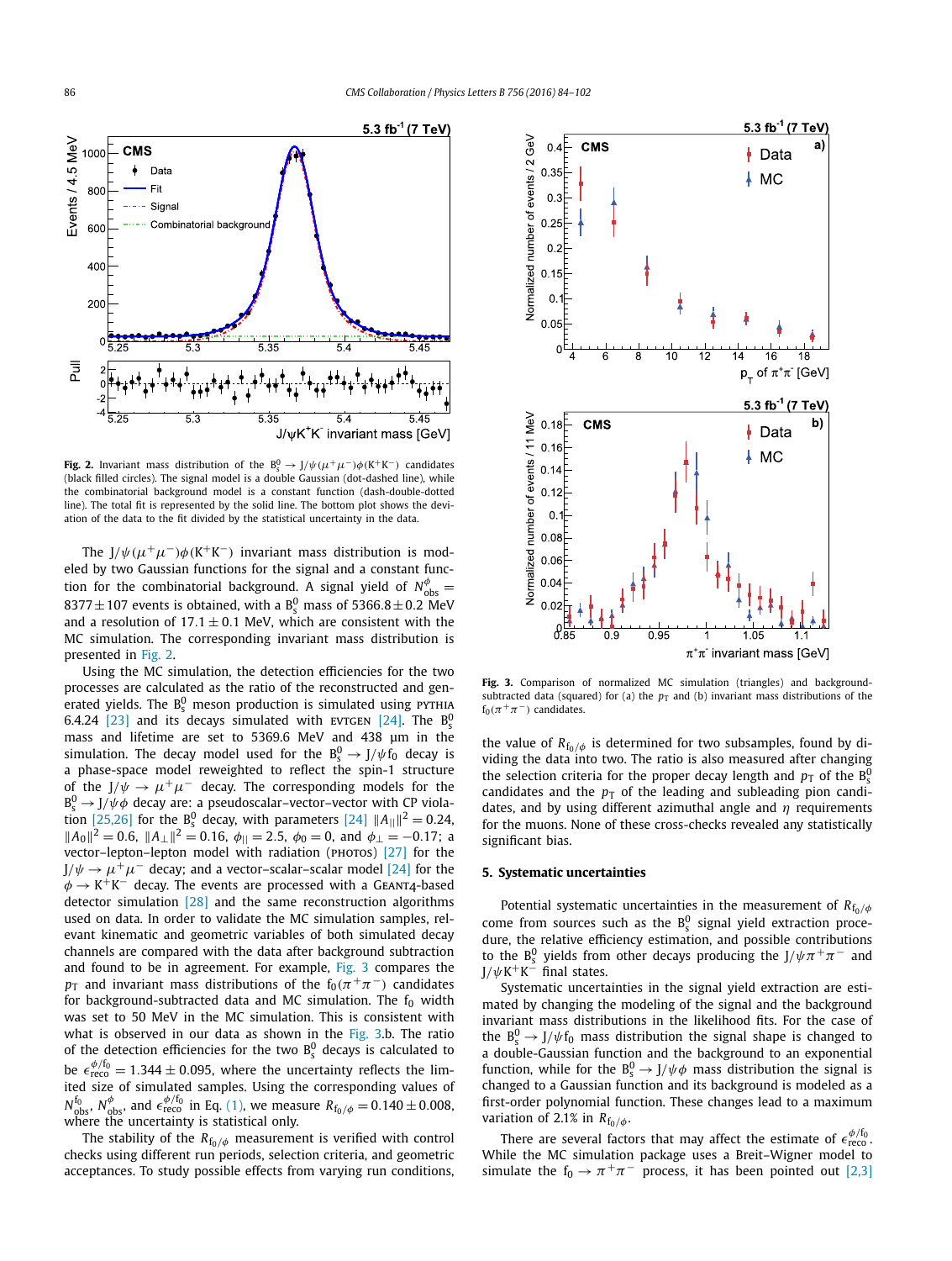**Fig. 2.** Invariant mass distribution of the $B_s^0 \to J/\psi(\mu^+\mu^-)\phi(K^+K^-)$ candidates (black filled circles). The signal model is a double Gaussian (dot-dashed line), while the combinatorial background model is a constant function (dash-double-dotted line). The total fit is represented by the solid line. The bottom plot shows the deviation of the data to the fit divided by the statistical uncertainty in the data.

The $J/\psi(\mu^+\mu^-)\phi(K^+K^-)$ invariant mass distribution is modeled by two Gaussian functions for the signal and a constant function for the combinatorial background. A signal yield of $N_{obs}^{\phi} = 8377 \pm 107$ events is obtained, with a $B_s^0$ mass of $5366.8 \pm 0.2$ MeV and a resolution of $17.1 \pm 0.1$ MeV, which are consistent with the MC simulation. The corresponding invariant mass distribution is presented in Fig. 2.

Using the MC simulation, the detection efficiencies for the two processes are calculated as the ratio of the reconstructed and generated yields. The $B_s^0$ meson production is simulated using PYTHIA 6.4.24 [23] and its decays simulated with EVTGEN [24]. The $B_s^0$ mass and lifetime are set to 5369.6 MeV and 438 μm in the simulation. The decay model used for the $B_s^0 \to J/\psi f_0$ decay is a phase-space model reweighted to reflect the spin-1 structure of the $J/\psi \to \mu^+\mu^-$ decay. The corresponding models for the $B_s^0 \to J/\psi\phi$ decay are: a pseudoscalar–vector–vector with CP violation [25,26] for the $B_s^0$ decay, with parameters [24] $\|A_{||}\|^2 = 0.24$, $\|A_0\|^2 = 0.6$, $\|A_{\perp}\|^2 = 0.16$, $\phi_{||} = 2.5$, $\phi_0 = 0$, and $\phi_{\perp} = -0.17$; a vector–lepton–lepton model with radiation (PHOTOS) [27] for the $J/\psi \to \mu^+\mu^-$ decay; and a vector–scalar–scalar model [24] for the $\phi \to K^+K^-$ decay. The events are processed with a GEANT4-based detector simulation [28] and the same reconstruction algorithms used on data. In order to validate the MC simulation samples, relevant kinematic and geometric variables of both simulated decay channels are compared with the data after background subtraction and found to be in agreement. For example, Fig. 3 compares the $p_T$ and invariant mass distributions of the $f_0(\pi^+\pi^-)$ candidates for background-subtracted data and MC simulation. The $f_0$ width was set to 50 MeV in the MC simulation. This is consistent with what is observed in our data as shown in the Fig. 3.b. The ratio of the detection efficiencies for the two $B_s^0$ decays is calculated to be $\epsilon_{reco}^{\phi/f_0} = 1.344 \pm 0.095$, where the uncertainty reflects the limited size of simulated samples. Using the corresponding values of $N_{obs}^{f_0}$, $N_{obs}^{\phi}$, and $\epsilon_{reco}^{\phi/f_0}$ in Eq. (1), we measure $R_{f_0/\phi} = 0.140 \pm 0.008$, where the uncertainty is statistical only.

The stability of the $R_{f_0/\phi}$ measurement is verified with control checks using different run periods, selection criteria, and geometric acceptances. To study possible effects from varying run conditions, the value of $R_{f_0/\phi}$ is determined for two subsamples, found by dividing the data into two. The ratio is also measured after changing the selection criteria for the proper decay length and $p_T$ of the $B_s^0$ candidates and the $p_T$ of the leading and subleading pion candidates, and by using different azimuthal angle and $\eta$ requirements for the muons. None of these cross-checks revealed any statistically significant bias.

**Fig. 3.** Comparison of normalized MC simulation (triangles) and background-subtracted data (squared) for (a) the $p_T$ and (b) invariant mass distributions of the $f_0(\pi^+\pi^-)$ candidates.

## 5. Systematic uncertainties

Potential systematic uncertainties in the measurement of $R_{f_0/\phi}$ come from sources such as the $B_s^0$ signal yield extraction procedure, the relative efficiency estimation, and possible contributions to the $B_s^0$ yields from other decays producing the $J/\psi\pi^+\pi^-$ and $J/\psi K^+K^-$ final states.

Systematic uncertainties in the signal yield extraction are estimated by changing the modeling of the signal and the background invariant mass distributions in the likelihood fits. For the case of the $B_s^0 \to J/\psi f_0$ mass distribution the signal shape is changed to a double-Gaussian function and the background to an exponential function, while for the $B_s^0 \to J/\psi\phi$ mass distribution the signal is changed to a Gaussian function and its background is modeled as a first-order polynomial function. These changes lead to a maximum variation of 2.1% in $R_{f_0/\phi}$.

There are several factors that may affect the estimate of $\epsilon_{reco}^{\phi/f_0}$. While the MC simulation package uses a Breit–Wigner model to simulate the $f_0 \to \pi^+\pi^-$ process, it has been pointed out [2,3]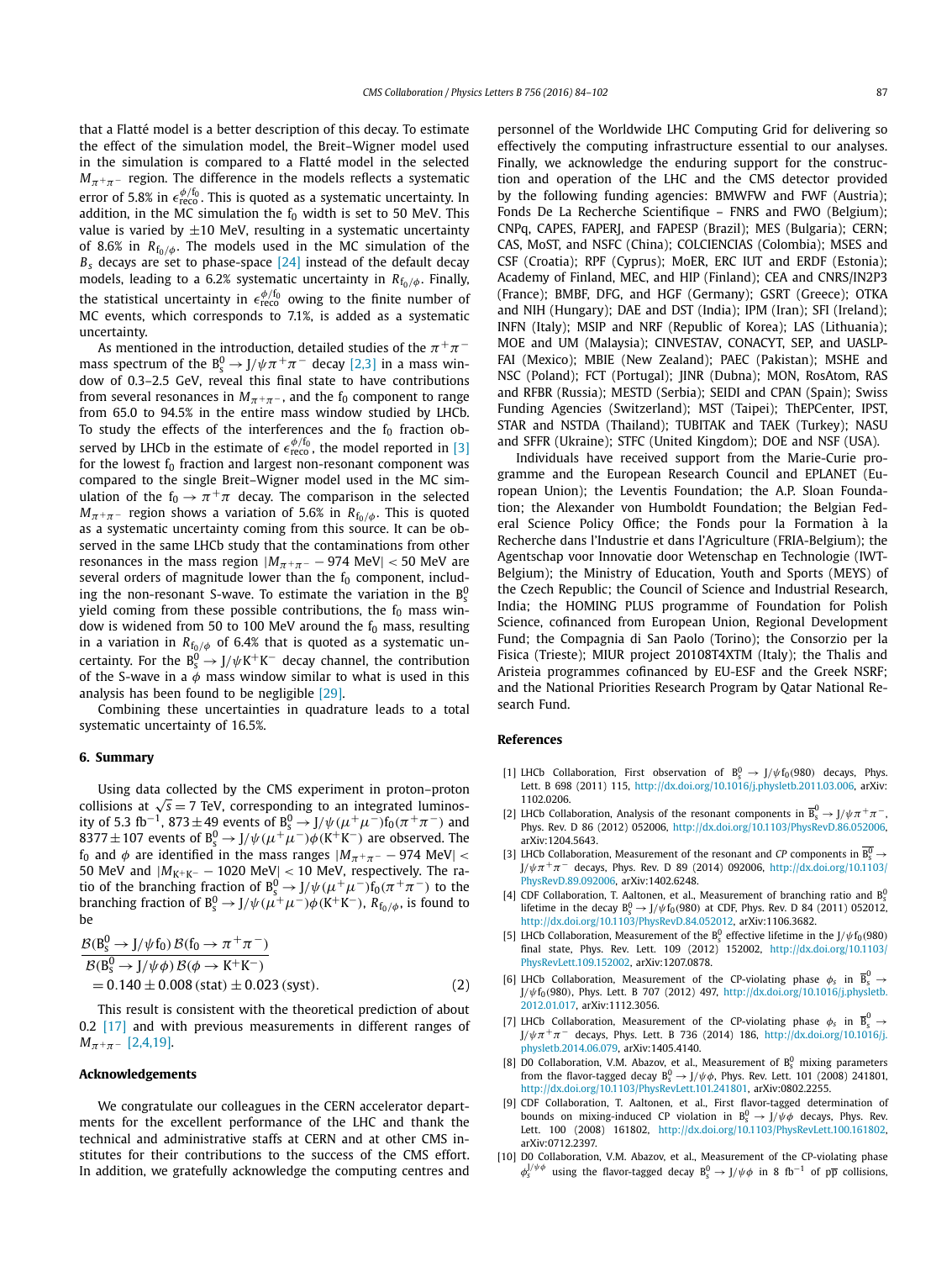that a Flatté model is a better description of this decay. To estimate the effect of the simulation model, the Breit–Wigner model used in the simulation is compared to a Flatté model in the selected $M_{\pi^+\pi^-}$ region. The difference in the models reflects a systematic error of 5.8% in $\epsilon_{\text{reco}}^{\phi/f_0}$. This is quoted as a systematic uncertainty. In addition, in the MC simulation the $f_0$ width is set to 50 MeV. This value is varied by $\pm 10$ MeV, resulting in a systematic uncertainty of 8.6% in $R_{f_0/\phi}$. The models used in the MC simulation of the $B_s$ decays are set to phase-space [24] instead of the default decay models, leading to a 6.2% systematic uncertainty in $R_{f_0/\phi}$. Finally, the statistical uncertainty in $\epsilon_{\text{reco}}^{\phi/f_0}$ owing to the finite number of MC events, which corresponds to 7.1%, is added as a systematic uncertainty.

As mentioned in the introduction, detailed studies of the $\pi^+\pi^-$ mass spectrum of the $B_s^0 \to J/\psi \pi^+\pi^-$ decay [2,3] in a mass window of 0.3–2.5 GeV, reveal this final state to have contributions from several resonances in $M_{\pi^+\pi^-}$, and the $f_0$ component to range from 65.0 to 94.5% in the entire mass window studied by LHCb. To study the effects of the interferences and the $f_0$ fraction observed by LHCb in the estimate of $\epsilon_{\text{reco}}^{\phi/f_0}$, the model reported in [3] for the lowest $f_0$ fraction and largest non-resonant component was compared to the single Breit–Wigner model used in the MC simulation of the $f_0 \to \pi^+\pi$ decay. The comparison in the selected $M_{\pi^+\pi^-}$ region shows a variation of 5.6% in $R_{f_0/\phi}$. This is quoted as a systematic uncertainty coming from this source. It can be observed in the same LHCb study that the contaminations from other resonances in the mass region $|M_{\pi^+\pi^-} - 974 \text{ MeV}| < 50$ MeV are several orders of magnitude lower than the $f_0$ component, including the non-resonant S-wave. To estimate the variation in the $B_s^0$ yield coming from these possible contributions, the $f_0$ mass window is widened from 50 to 100 MeV around the $f_0$ mass, resulting in a variation in $R_{f_0/\phi}$ of 6.4% that is quoted as a systematic uncertainty. For the $B_s^0 \to J/\psi K^+K^-$ decay channel, the contribution of the S-wave in a $\phi$ mass window similar to what is used in this analysis has been found to be negligible [29].

Combining these uncertainties in quadrature leads to a total systematic uncertainty of 16.5%.

## 6. Summary

Using data collected by the CMS experiment in proton–proton collisions at $\sqrt{s} = 7$ TeV, corresponding to an integrated luminosity of 5.3 fb$^{-1}$, $873 \pm 49$ events of $B_s^0 \to J/\psi(\mu^+\mu^-) f_0(\pi^+\pi^-)$ and $8377 \pm 107$ events of $B_s^0 \to J/\psi(\mu^+\mu^-)\phi(K^+K^-)$ are observed. The $f_0$ and $\phi$ are identified in the mass ranges $|M_{\pi^+\pi^-} - 974 \text{ MeV}| < 50$ MeV and $|M_{K^+K^-} - 1020 \text{ MeV}| < 10$ MeV, respectively. The ratio of the branching fraction of $B_s^0 \to J/\psi(\mu^+\mu^-) f_0(\pi^+\pi^-)$ to the branching fraction of $B_s^0 \to J/\psi(\mu^+\mu^-)\phi(K^+K^-)$, $R_{f_0/\phi}$, is found to be

$$\frac{\mathcal{B}(B_s^0 \to J/\psi f_0)\,\mathcal{B}(f_0 \to \pi^+\pi^-)}{\mathcal{B}(B_s^0 \to J/\psi \phi)\,\mathcal{B}(\phi \to K^+K^-)} = 0.140 \pm 0.008\,(\text{stat}) \pm 0.023\,(\text{syst}). \tag{2}$$

This result is consistent with the theoretical prediction of about 0.2 [17] and with previous measurements in different ranges of $M_{\pi^+\pi^-}$ [2,4,19].

## Acknowledgements

We congratulate our colleagues in the CERN accelerator departments for the excellent performance of the LHC and thank the technical and administrative staffs at CERN and at other CMS institutes for their contributions to the success of the CMS effort. In addition, we gratefully acknowledge the computing centres and personnel of the Worldwide LHC Computing Grid for delivering so effectively the computing infrastructure essential to our analyses. Finally, we acknowledge the enduring support for the construction and operation of the LHC and the CMS detector provided by the following funding agencies: BMWFW and FWF (Austria); Fonds De La Recherche Scientifique – FNRS and FWO (Belgium); CNPq, CAPES, FAPERJ, and FAPESP (Brazil); MES (Bulgaria); CERN; CAS, MoST, and NSFC (China); COLCIENCIAS (Colombia); MSES and CSF (Croatia); RPF (Cyprus); MoER, ERC IUT and ERDF (Estonia); Academy of Finland, MEC, and HIP (Finland); CEA and CNRS/IN2P3 (France); BMBF, DFG, and HGF (Germany); GSRT (Greece); OTKA and NIH (Hungary); DAE and DST (India); IPM (Iran); SFI (Ireland); INFN (Italy); MSIP and NRF (Republic of Korea); LAS (Lithuania); MOE and UM (Malaysia); CINVESTAV, CONACYT, SEP, and UASLP-FAI (Mexico); MBIE (New Zealand); PAEC (Pakistan); MSHE and NSC (Poland); FCT (Portugal); JINR (Dubna); MON, RosAtom, RAS and RFBR (Russia); MESTD (Serbia); SEIDI and CPAN (Spain); Swiss Funding Agencies (Switzerland); MST (Taipei); ThEPCenter, IPST, STAR and NSTDA (Thailand); TUBITAK and TAEK (Turkey); NASU and SFFR (Ukraine); STFC (United Kingdom); DOE and NSF (USA).

Individuals have received support from the Marie-Curie programme and the European Research Council and EPLANET (European Union); the Leventis Foundation; the A.P. Sloan Foundation; the Alexander von Humboldt Foundation; the Belgian Federal Science Policy Office; the Fonds pour la Formation à la Recherche dans l'Industrie et dans l'Agriculture (FRIA-Belgium); the Agentschap voor Innovatie door Wetenschap en Technologie (IWT-Belgium); the Ministry of Education, Youth and Sports (MEYS) of the Czech Republic; the Council of Science and Industrial Research, India; the HOMING PLUS programme of Foundation for Polish Science, cofinanced from European Union, Regional Development Fund; the Compagnia di San Paolo (Torino); the Consorzio per la Fisica (Trieste); MIUR project 20108T4XTM (Italy); the Thalis and Aristeia programmes cofinanced by EU-ESF and the Greek NSRF; and the National Priorities Research Program by Qatar National Research Fund.

## References

[1] LHCb Collaboration, First observation of $B_s^0 \to J/\psi f_0(980)$ decays, Phys. Lett. B 698 (2011) 115, http://dx.doi.org/10.1016/j.physletb.2011.03.006, arXiv:1102.0206.

[2] LHCb Collaboration, Analysis of the resonant components in $\overline{B}_s^0 \to J/\psi \pi^+\pi^-$, Phys. Rev. D 86 (2012) 052006, http://dx.doi.org/10.1103/PhysRevD.86.052006, arXiv:1204.5643.

[3] LHCb Collaboration, Measurement of the resonant and *CP* components in $\overline{B}_s^0 \to J/\psi \pi^+\pi^-$ decays, Phys. Rev. D 89 (2014) 092006, http://dx.doi.org/10.1103/PhysRevD.89.092006, arXiv:1402.6248.

[4] CDF Collaboration, T. Aaltonen, et al., Measurement of branching ratio and $B_s^0$ lifetime in the decay $B_s^0 \to J/\psi f_0(980)$ at CDF, Phys. Rev. D 84 (2011) 052012, http://dx.doi.org/10.1103/PhysRevD.84.052012, arXiv:1106.3682.

[5] LHCb Collaboration, Measurement of the $B_s^0$ effective lifetime in the $J/\psi f_0(980)$ final state, Phys. Rev. Lett. 109 (2012) 152002, http://dx.doi.org/10.1103/PhysRevLett.109.152002, arXiv:1207.0878.

[6] LHCb Collaboration, Measurement of the CP-violating phase $\phi_s$ in $\overline{B}_s^0 \to J/\psi f_0(980)$, Phys. Lett. B 707 (2012) 497, http://dx.doi.org/10.1016/j.physletb.2012.01.017, arXiv:1112.3056.

[7] LHCb Collaboration, Measurement of the CP-violating phase $\phi_s$ in $\overline{B}_s^0 \to J/\psi \pi^+\pi^-$ decays, Phys. Lett. B 736 (2014) 186, http://dx.doi.org/10.1016/j.physletb.2014.06.079, arXiv:1405.4140.

[8] D0 Collaboration, V.M. Abazov, et al., Measurement of $B_s^0$ mixing parameters from the flavor-tagged decay $B_s^0 \to J/\psi\phi$, Phys. Rev. Lett. 101 (2008) 241801, http://dx.doi.org/10.1103/PhysRevLett.101.241801, arXiv:0802.2255.

[9] CDF Collaboration, T. Aaltonen, et al., First flavor-tagged determination of bounds on mixing-induced CP violation in $B_s^0 \to J/\psi\phi$ decays, Phys. Rev. Lett. 100 (2008) 161802, http://dx.doi.org/10.1103/PhysRevLett.100.161802, arXiv:0712.2397.

[10] D0 Collaboration, V.M. Abazov, et al., Measurement of the CP-violating phase $\phi_s^{J/\psi\phi}$ using the flavor-tagged decay $B_s^0 \to J/\psi\phi$ in 8 fb$^{-1}$ of $p\overline{p}$ collisions,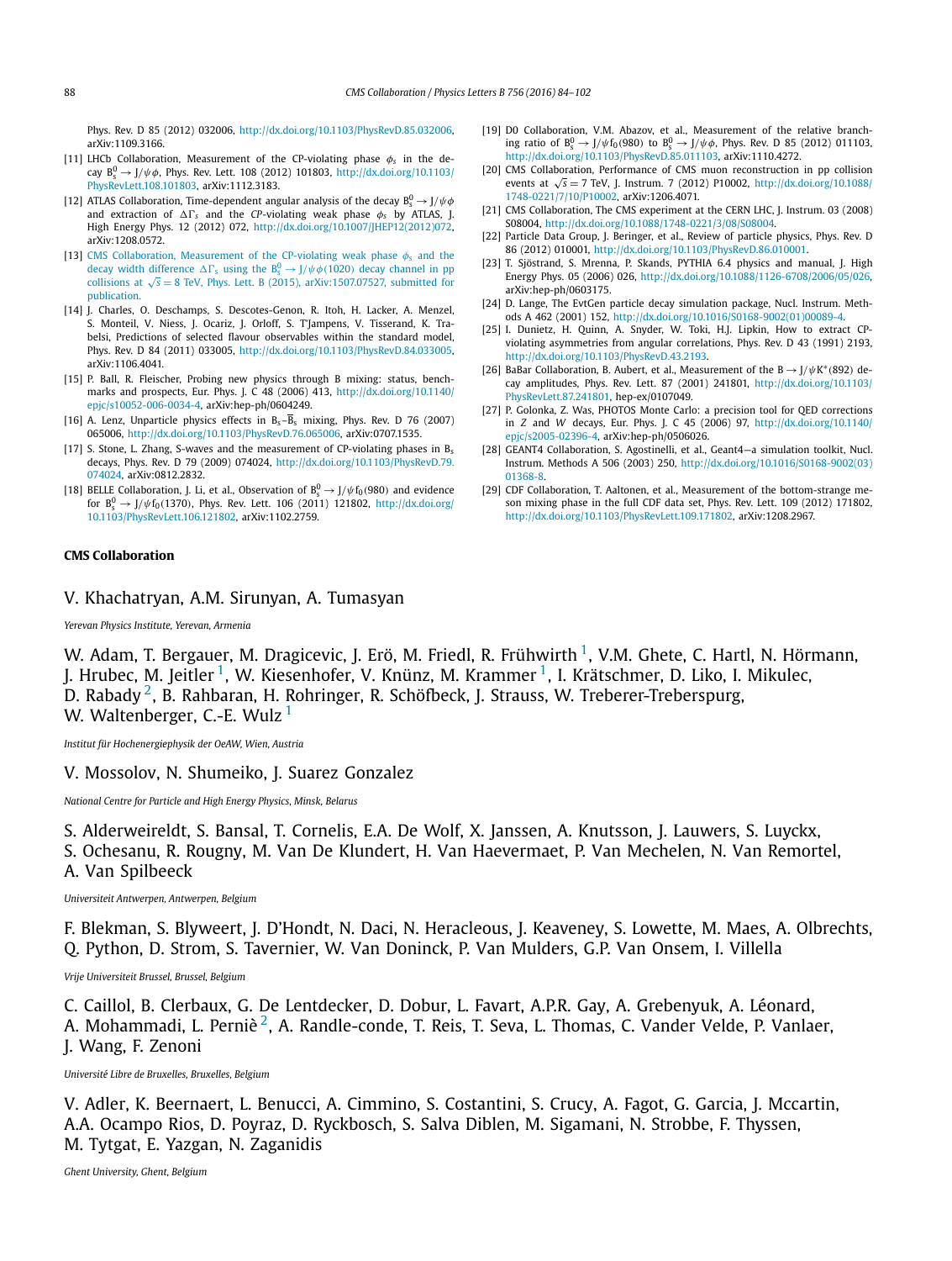Phys. Rev. D 85 (2012) 032006, http://dx.doi.org/10.1103/PhysRevD.85.032006, arXiv:1109.3166.

[11] LHCb Collaboration, Measurement of the CP-violating phase $\phi_s$ in the decay $B_s^0 \to J/\psi\phi$, Phys. Rev. Lett. 108 (2012) 101803, http://dx.doi.org/10.1103/PhysRevLett.108.101803, arXiv:1112.3183.

[12] ATLAS Collaboration, Time-dependent angular analysis of the decay $B_s^0 \to J/\psi\phi$ and extraction of $\Delta\Gamma_s$ and the *CP*-violating weak phase $\phi_s$ by ATLAS, J. High Energy Phys. 12 (2012) 072, http://dx.doi.org/10.1007/JHEP12(2012)072, arXiv:1208.0572.

[13] CMS Collaboration, Measurement of the CP-violating weak phase $\phi_s$ and the decay width difference $\Delta\Gamma_s$ using the $B_s^0 \to J/\psi\phi(1020)$ decay channel in pp collisions at $\sqrt{s} = 8$ TeV, Phys. Lett. B (2015), arXiv:1507.07527, submitted for publication.

[14] J. Charles, O. Deschamps, S. Descotes-Genon, R. Itoh, H. Lacker, A. Menzel, S. Monteil, V. Niess, J. Ocariz, J. Orloff, S. T'Jampens, V. Tisserand, K. Trabelsi, Predictions of selected flavour observables within the standard model, Phys. Rev. D 84 (2011) 033005, http://dx.doi.org/10.1103/PhysRevD.84.033005, arXiv:1106.4041.

[15] P. Ball, R. Fleischer, Probing new physics through B mixing: status, benchmarks and prospects, Eur. Phys. J. C 48 (2006) 413, http://dx.doi.org/10.1140/epjc/s10052-006-0034-4, arXiv:hep-ph/0604249.

[16] A. Lenz, Unparticle physics effects in $B_s$–$\overline{B}_s$ mixing, Phys. Rev. D 76 (2007) 065006, http://dx.doi.org/10.1103/PhysRevD.76.065006, arXiv:0707.1535.

[17] S. Stone, L. Zhang, S-waves and the measurement of CP-violating phases in $B_s$ decays, Phys. Rev. D 79 (2009) 074024, http://dx.doi.org/10.1103/PhysRevD.79.074024, arXiv:0812.2832.

[18] BELLE Collaboration, J. Li, et al., Observation of $B_s^0 \to J/\psi f_0(980)$ and evidence for $B_s^0 \to J/\psi f_0(1370)$, Phys. Rev. Lett. 106 (2011) 121802, http://dx.doi.org/10.1103/PhysRevLett.106.121802, arXiv:1102.2759.

[19] D0 Collaboration, V.M. Abazov, et al., Measurement of the relative branching ratio of $B_s^0 \to J/\psi f_0(980)$ to $B_s^0 \to J/\psi\phi$, Phys. Rev. D 85 (2012) 011103, http://dx.doi.org/10.1103/PhysRevD.85.011103, arXiv:1110.4272.

[20] CMS Collaboration, Performance of CMS muon reconstruction in pp collision events at $\sqrt{s} = 7$ TeV, J. Instrum. 7 (2012) P10002, http://dx.doi.org/10.1088/1748-0221/7/10/P10002, arXiv:1206.4071.

[21] CMS Collaboration, The CMS experiment at the CERN LHC, J. Instrum. 03 (2008) S08004, http://dx.doi.org/10.1088/1748-0221/3/08/S08004.

[22] Particle Data Group, J. Beringer, et al., Review of particle physics, Phys. Rev. D 86 (2012) 010001, http://dx.doi.org/10.1103/PhysRevD.86.010001.

[23] T. Sjöstrand, S. Mrenna, P. Skands, PYTHIA 6.4 physics and manual, J. High Energy Phys. 05 (2006) 026, http://dx.doi.org/10.1088/1126-6708/2006/05/026, arXiv:hep-ph/0603175.

[24] D. Lange, The EvtGen particle decay simulation package, Nucl. Instrum. Methods A 462 (2001) 152, http://dx.doi.org/10.1016/S0168-9002(01)00089-4.

[25] I. Dunietz, H. Quinn, A. Snyder, W. Toki, H.J. Lipkin, How to extract CP-violating asymmetries from angular correlations, Phys. Rev. D 43 (1991) 2193, http://dx.doi.org/10.1103/PhysRevD.43.2193.

[26] BaBar Collaboration, B. Aubert, et al., Measurement of the $B \to J/\psi K^*(892)$ decay amplitudes, Phys. Rev. Lett. 87 (2001) 241801, http://dx.doi.org/10.1103/PhysRevLett.87.241801, hep-ex/0107049.

[27] P. Golonka, Z. Was, PHOTOS Monte Carlo: a precision tool for QED corrections in $Z$ and $W$ decays, Eur. Phys. J. C 45 (2006) 97, http://dx.doi.org/10.1140/epjc/s2005-02396-4, arXiv:hep-ph/0506026.

[28] GEANT4 Collaboration, S. Agostinelli, et al., Geant4—a simulation toolkit, Nucl. Instrum. Methods A 506 (2003) 250, http://dx.doi.org/10.1016/S0168-9002(03)01368-8.

[29] CDF Collaboration, T. Aaltonen, et al., Measurement of the bottom-strange meson mixing phase in the full CDF data set, Phys. Rev. Lett. 109 (2012) 171802, http://dx.doi.org/10.1103/PhysRevLett.109.171802, arXiv:1208.2967.

## CMS Collaboration

V. Khachatryan, A.M. Sirunyan, A. Tumasyan

*Yerevan Physics Institute, Yerevan, Armenia*

W. Adam, T. Bergauer, M. Dragicevic, J. Erö, M. Friedl, R. Frühwirth [1], V.M. Ghete, C. Hartl, N. Hörmann, J. Hrubec, M. Jeitler [1], W. Kiesenhofer, V. Knünz, M. Krammer [1], I. Krätschmer, D. Liko, I. Mikulec, D. Rabady [2], B. Rahbaran, H. Rohringer, R. Schöfbeck, J. Strauss, W. Treberer-Treberspurg, W. Waltenberger, C.-E. Wulz [1]

*Institut für Hochenergiephysik der OeAW, Wien, Austria*

V. Mossolov, N. Shumeiko, J. Suarez Gonzalez

*National Centre for Particle and High Energy Physics, Minsk, Belarus*

S. Alderweireldt, S. Bansal, T. Cornelis, E.A. De Wolf, X. Janssen, A. Knutsson, J. Lauwers, S. Luyckx, S. Ochesanu, R. Rougny, M. Van De Klundert, H. Van Haevermaet, P. Van Mechelen, N. Van Remortel, A. Van Spilbeeck

*Universiteit Antwerpen, Antwerpen, Belgium*

F. Blekman, S. Blyweert, J. D'Hondt, N. Daci, N. Heracleous, J. Keaveney, S. Lowette, M. Maes, A. Olbrechts, Q. Python, D. Strom, S. Tavernier, W. Van Doninck, P. Van Mulders, G.P. Van Onsem, I. Villella

*Vrije Universiteit Brussel, Brussel, Belgium*

C. Caillol, B. Clerbaux, G. De Lentdecker, D. Dobur, L. Favart, A.P.R. Gay, A. Grebenyuk, A. Léonard, A. Mohammadi, L. Perniè [2], A. Randle-conde, T. Reis, T. Seva, L. Thomas, C. Vander Velde, P. Vanlaer, J. Wang, F. Zenoni

*Université Libre de Bruxelles, Bruxelles, Belgium*

V. Adler, K. Beernaert, L. Benucci, A. Cimmino, S. Costantini, S. Crucy, A. Fagot, G. Garcia, J. Mccartin, A.A. Ocampo Rios, D. Poyraz, D. Ryckbosch, S. Salva Diblen, M. Sigamani, N. Strobbe, F. Thyssen, M. Tytgat, E. Yazgan, N. Zaganidis

*Ghent University, Ghent, Belgium*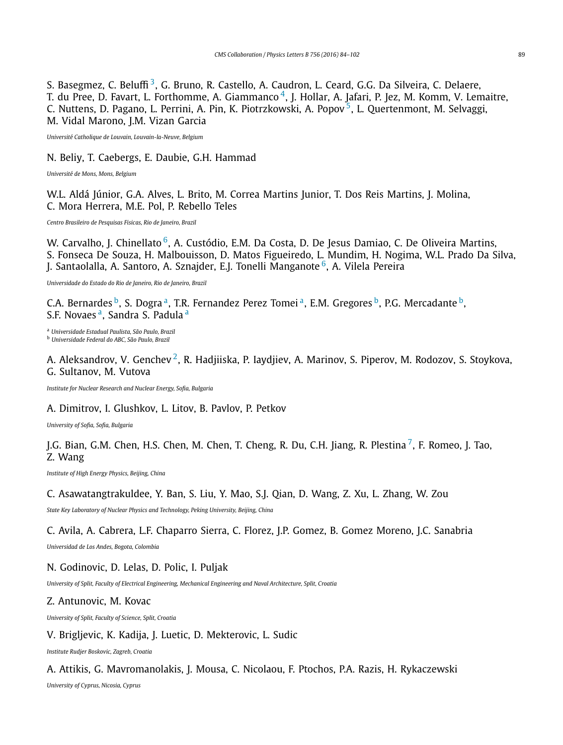S. Basegmez, C. Beluffi [3], G. Bruno, R. Castello, A. Caudron, L. Ceard, G.G. Da Silveira, C. Delaere, T. du Pree, D. Favart, L. Forthomme, A. Giammanco [4], J. Hollar, A. Jafari, P. Jez, M. Komm, V. Lemaitre, C. Nuttens, D. Pagano, L. Perrini, A. Pin, K. Piotrzkowski, A. Popov [5], L. Quertenmont, M. Selvaggi, M. Vidal Marono, J.M. Vizan Garcia

*Université Catholique de Louvain, Louvain-la-Neuve, Belgium*

N. Beliy, T. Caebergs, E. Daubie, G.H. Hammad

*Université de Mons, Mons, Belgium*

W.L. Aldá Júnior, G.A. Alves, L. Brito, M. Correa Martins Junior, T. Dos Reis Martins, J. Molina, C. Mora Herrera, M.E. Pol, P. Rebello Teles

*Centro Brasileiro de Pesquisas Fisicas, Rio de Janeiro, Brazil*

W. Carvalho, J. Chinellato [6], A. Custódio, E.M. Da Costa, D. De Jesus Damiao, C. De Oliveira Martins, S. Fonseca De Souza, H. Malbouisson, D. Matos Figueiredo, L. Mundim, H. Nogima, W.L. Prado Da Silva, J. Santaolalla, A. Santoro, A. Sznajder, E.J. Tonelli Manganote [6], A. Vilela Pereira

*Universidade do Estado do Rio de Janeiro, Rio de Janeiro, Brazil*

C.A. Bernardes [b], S. Dogra [a], T.R. Fernandez Perez Tomei [a], E.M. Gregores [b], P.G. Mercadante [b], S.F. Novaes [a], Sandra S. Padula [a]

[a] *Universidade Estadual Paulista, São Paulo, Brazil*
[b] *Universidade Federal do ABC, São Paulo, Brazil*

A. Aleksandrov, V. Genchev [2], R. Hadjiiska, P. Iaydjiev, A. Marinov, S. Piperov, M. Rodozov, S. Stoykova, G. Sultanov, M. Vutova

*Institute for Nuclear Research and Nuclear Energy, Sofia, Bulgaria*

A. Dimitrov, I. Glushkov, L. Litov, B. Pavlov, P. Petkov

*University of Sofia, Sofia, Bulgaria*

J.G. Bian, G.M. Chen, H.S. Chen, M. Chen, T. Cheng, R. Du, C.H. Jiang, R. Plestina [7], F. Romeo, J. Tao, Z. Wang

*Institute of High Energy Physics, Beijing, China*

C. Asawatangtrakuldee, Y. Ban, S. Liu, Y. Mao, S.J. Qian, D. Wang, Z. Xu, L. Zhang, W. Zou

*State Key Laboratory of Nuclear Physics and Technology, Peking University, Beijing, China*

C. Avila, A. Cabrera, L.F. Chaparro Sierra, C. Florez, J.P. Gomez, B. Gomez Moreno, J.C. Sanabria

*Universidad de Los Andes, Bogota, Colombia*

N. Godinovic, D. Lelas, D. Polic, I. Puljak

*University of Split, Faculty of Electrical Engineering, Mechanical Engineering and Naval Architecture, Split, Croatia*

Z. Antunovic, M. Kovac

*University of Split, Faculty of Science, Split, Croatia*

V. Brigljevic, K. Kadija, J. Luetic, D. Mekterovic, L. Sudic

*Institute Rudjer Boskovic, Zagreb, Croatia*

A. Attikis, G. Mavromanolakis, J. Mousa, C. Nicolaou, F. Ptochos, P.A. Razis, H. Rykaczewski

*University of Cyprus, Nicosia, Cyprus*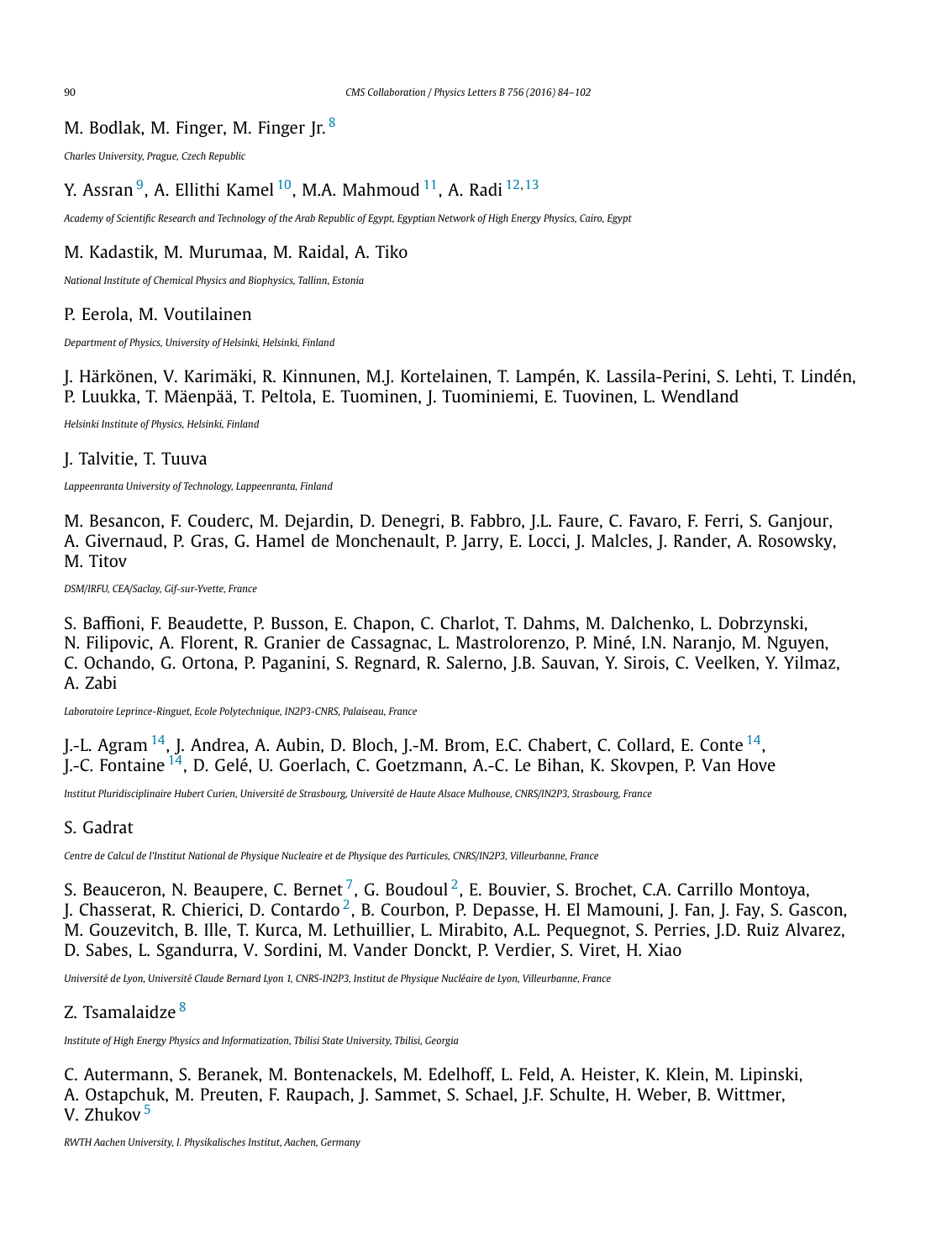M. Bodlak, M. Finger, M. Finger Jr.[8]

*Charles University, Prague, Czech Republic*

Y. Assran[9], A. Ellithi Kamel[10], M.A. Mahmoud[11], A. Radi[12,13]

*Academy of Scientific Research and Technology of the Arab Republic of Egypt, Egyptian Network of High Energy Physics, Cairo, Egypt*

M. Kadastik, M. Murumaa, M. Raidal, A. Tiko

*National Institute of Chemical Physics and Biophysics, Tallinn, Estonia*

P. Eerola, M. Voutilainen

*Department of Physics, University of Helsinki, Helsinki, Finland*

J. Härkönen, V. Karimäki, R. Kinnunen, M.J. Kortelainen, T. Lampén, K. Lassila-Perini, S. Lehti, T. Lindén, P. Luukka, T. Mäenpää, T. Peltola, E. Tuominen, J. Tuominiemi, E. Tuovinen, L. Wendland

*Helsinki Institute of Physics, Helsinki, Finland*

J. Talvitie, T. Tuuva

*Lappeenranta University of Technology, Lappeenranta, Finland*

M. Besancon, F. Couderc, M. Dejardin, D. Denegri, B. Fabbro, J.L. Faure, C. Favaro, F. Ferri, S. Ganjour, A. Givernaud, P. Gras, G. Hamel de Monchenault, P. Jarry, E. Locci, J. Malcles, J. Rander, A. Rosowsky, M. Titov

*DSM/IRFU, CEA/Saclay, Gif-sur-Yvette, France*

S. Baffioni, F. Beaudette, P. Busson, E. Chapon, C. Charlot, T. Dahms, M. Dalchenko, L. Dobrzynski, N. Filipovic, A. Florent, R. Granier de Cassagnac, L. Mastrolorenzo, P. Miné, I.N. Naranjo, M. Nguyen, C. Ochando, G. Ortona, P. Paganini, S. Regnard, R. Salerno, J.B. Sauvan, Y. Sirois, C. Veelken, Y. Yilmaz, A. Zabi

*Laboratoire Leprince-Ringuet, Ecole Polytechnique, IN2P3-CNRS, Palaiseau, France*

J.-L. Agram[14], J. Andrea, A. Aubin, D. Bloch, J.-M. Brom, E.C. Chabert, C. Collard, E. Conte[14], J.-C. Fontaine[14], D. Gelé, U. Goerlach, C. Goetzmann, A.-C. Le Bihan, K. Skovpen, P. Van Hove

*Institut Pluridisciplinaire Hubert Curien, Université de Strasbourg, Université de Haute Alsace Mulhouse, CNRS/IN2P3, Strasbourg, France*

S. Gadrat

*Centre de Calcul de l'Institut National de Physique Nucleaire et de Physique des Particules, CNRS/IN2P3, Villeurbanne, France*

S. Beauceron, N. Beaupere, C. Bernet[7], G. Boudoul[2], E. Bouvier, S. Brochet, C.A. Carrillo Montoya, J. Chasserat, R. Chierici, D. Contardo[2], B. Courbon, P. Depasse, H. El Mamouni, J. Fan, J. Fay, S. Gascon, M. Gouzevitch, B. Ille, T. Kurca, M. Lethuillier, L. Mirabito, A.L. Pequegnot, S. Perries, J.D. Ruiz Alvarez, D. Sabes, L. Sgandurra, V. Sordini, M. Vander Donckt, P. Verdier, S. Viret, H. Xiao

*Université de Lyon, Université Claude Bernard Lyon 1, CNRS-IN2P3, Institut de Physique Nucléaire de Lyon, Villeurbanne, France*

Z. Tsamalaidze[8]

*Institute of High Energy Physics and Informatization, Tbilisi State University, Tbilisi, Georgia*

C. Autermann, S. Beranek, M. Bontenackels, M. Edelhoff, L. Feld, A. Heister, K. Klein, M. Lipinski, A. Ostapchuk, M. Preuten, F. Raupach, J. Sammet, S. Schael, J.F. Schulte, H. Weber, B. Wittmer, V. Zhukov[5]

*RWTH Aachen University, I. Physikalisches Institut, Aachen, Germany*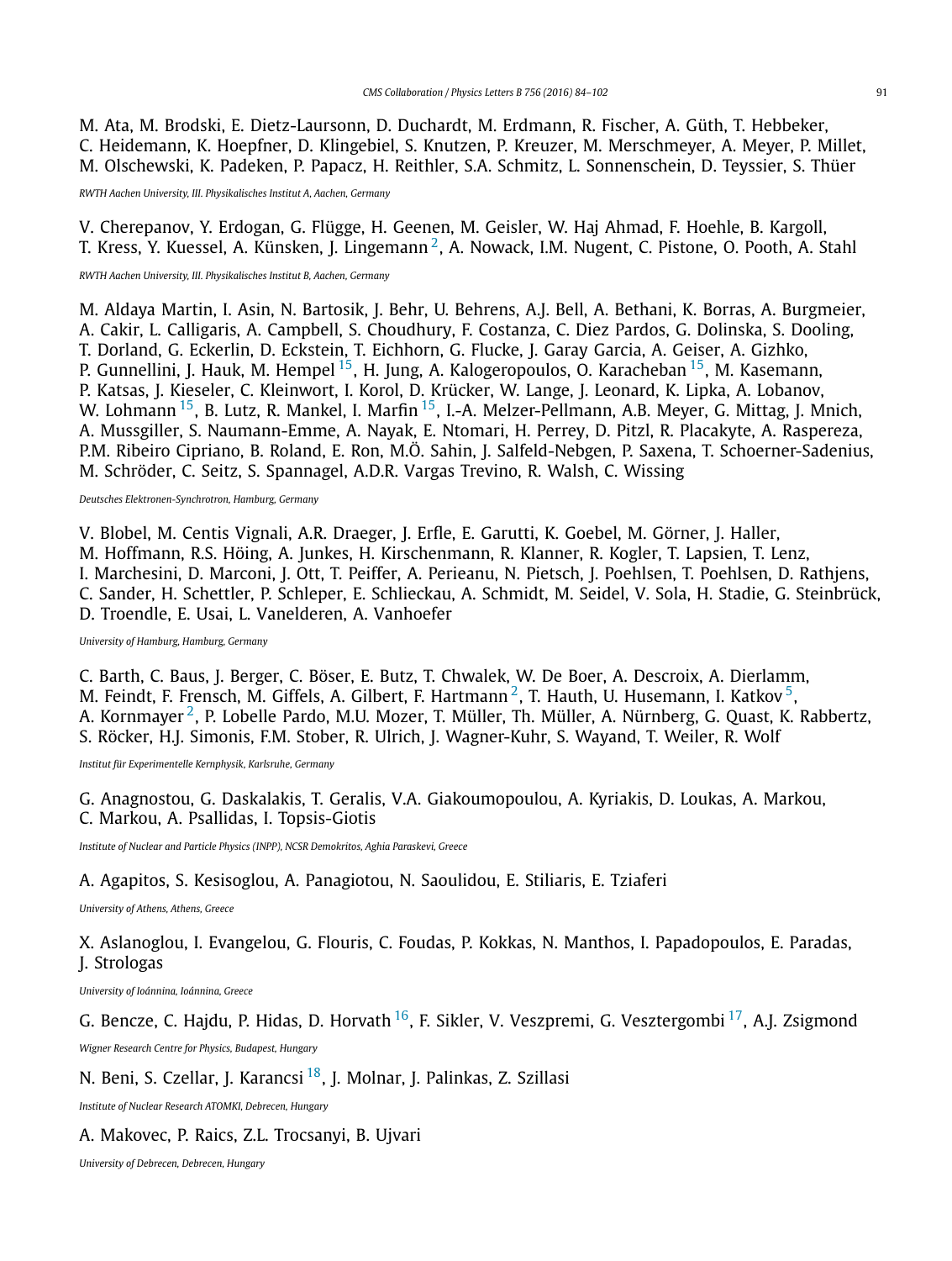M. Ata, M. Brodski, E. Dietz-Laursonn, D. Duchardt, M. Erdmann, R. Fischer, A. Güth, T. Hebbeker, C. Heidemann, K. Hoepfner, D. Klingebiel, S. Knutzen, P. Kreuzer, M. Merschmeyer, A. Meyer, P. Millet, M. Olschewski, K. Padeken, P. Papacz, H. Reithler, S.A. Schmitz, L. Sonnenschein, D. Teyssier, S. Thüer

*RWTH Aachen University, III. Physikalisches Institut A, Aachen, Germany*

V. Cherepanov, Y. Erdogan, G. Flügge, H. Geenen, M. Geisler, W. Haj Ahmad, F. Hoehle, B. Kargoll, T. Kress, Y. Kuessel, A. Künsken, J. Lingemann [2], A. Nowack, I.M. Nugent, C. Pistone, O. Pooth, A. Stahl

*RWTH Aachen University, III. Physikalisches Institut B, Aachen, Germany*

M. Aldaya Martin, I. Asin, N. Bartosik, J. Behr, U. Behrens, A.J. Bell, A. Bethani, K. Borras, A. Burgmeier, A. Cakir, L. Calligaris, A. Campbell, S. Choudhury, F. Costanza, C. Diez Pardos, G. Dolinska, S. Dooling, T. Dorland, G. Eckerlin, D. Eckstein, T. Eichhorn, G. Flucke, J. Garay Garcia, A. Geiser, A. Gizhko, P. Gunnellini, J. Hauk, M. Hempel [15], H. Jung, A. Kalogeropoulos, O. Karacheban [15], M. Kasemann, P. Katsas, J. Kieseler, C. Kleinwort, I. Korol, D. Krücker, W. Lange, J. Leonard, K. Lipka, A. Lobanov, W. Lohmann [15], B. Lutz, R. Mankel, I. Marfin [15], I.-A. Melzer-Pellmann, A.B. Meyer, G. Mittag, J. Mnich, A. Mussgiller, S. Naumann-Emme, A. Nayak, E. Ntomari, H. Perrey, D. Pitzl, R. Placakyte, A. Raspereza, P.M. Ribeiro Cipriano, B. Roland, E. Ron, M.Ö. Sahin, J. Salfeld-Nebgen, P. Saxena, T. Schoerner-Sadenius, M. Schröder, C. Seitz, S. Spannagel, A.D.R. Vargas Trevino, R. Walsh, C. Wissing

*Deutsches Elektronen-Synchrotron, Hamburg, Germany*

V. Blobel, M. Centis Vignali, A.R. Draeger, J. Erfle, E. Garutti, K. Goebel, M. Görner, J. Haller, M. Hoffmann, R.S. Höing, A. Junkes, H. Kirschenmann, R. Klanner, R. Kogler, T. Lapsien, T. Lenz, I. Marchesini, D. Marconi, J. Ott, T. Peiffer, A. Perieanu, N. Pietsch, J. Poehlsen, T. Poehlsen, D. Rathjens, C. Sander, H. Schettler, P. Schleper, E. Schlieckau, A. Schmidt, M. Seidel, V. Sola, H. Stadie, G. Steinbrück, D. Troendle, E. Usai, L. Vanelderen, A. Vanhoefer

*University of Hamburg, Hamburg, Germany*

C. Barth, C. Baus, J. Berger, C. Böser, E. Butz, T. Chwalek, W. De Boer, A. Descroix, A. Dierlamm, M. Feindt, F. Frensch, M. Giffels, A. Gilbert, F. Hartmann [2], T. Hauth, U. Husemann, I. Katkov [5], A. Kornmayer [2], P. Lobelle Pardo, M.U. Mozer, T. Müller, Th. Müller, A. Nürnberg, G. Quast, K. Rabbertz, S. Röcker, H.J. Simonis, F.M. Stober, R. Ulrich, J. Wagner-Kuhr, S. Wayand, T. Weiler, R. Wolf

*Institut für Experimentelle Kernphysik, Karlsruhe, Germany*

G. Anagnostou, G. Daskalakis, T. Geralis, V.A. Giakoumopoulou, A. Kyriakis, D. Loukas, A. Markou, C. Markou, A. Psallidas, I. Topsis-Giotis

*Institute of Nuclear and Particle Physics (INPP), NCSR Demokritos, Aghia Paraskevi, Greece*

A. Agapitos, S. Kesisoglou, A. Panagiotou, N. Saoulidou, E. Stiliaris, E. Tziaferi

*University of Athens, Athens, Greece*

X. Aslanoglou, I. Evangelou, G. Flouris, C. Foudas, P. Kokkas, N. Manthos, I. Papadopoulos, E. Paradas, J. Strologas

*University of Ioánnina, Ioánnina, Greece*

G. Bencze, C. Hajdu, P. Hidas, D. Horvath [16], F. Sikler, V. Veszpremi, G. Vesztergombi [17], A.J. Zsigmond

*Wigner Research Centre for Physics, Budapest, Hungary*

N. Beni, S. Czellar, J. Karancsi [18], J. Molnar, J. Palinkas, Z. Szillasi

*Institute of Nuclear Research ATOMKI, Debrecen, Hungary*

A. Makovec, P. Raics, Z.L. Trocsanyi, B. Ujvari

*University of Debrecen, Debrecen, Hungary*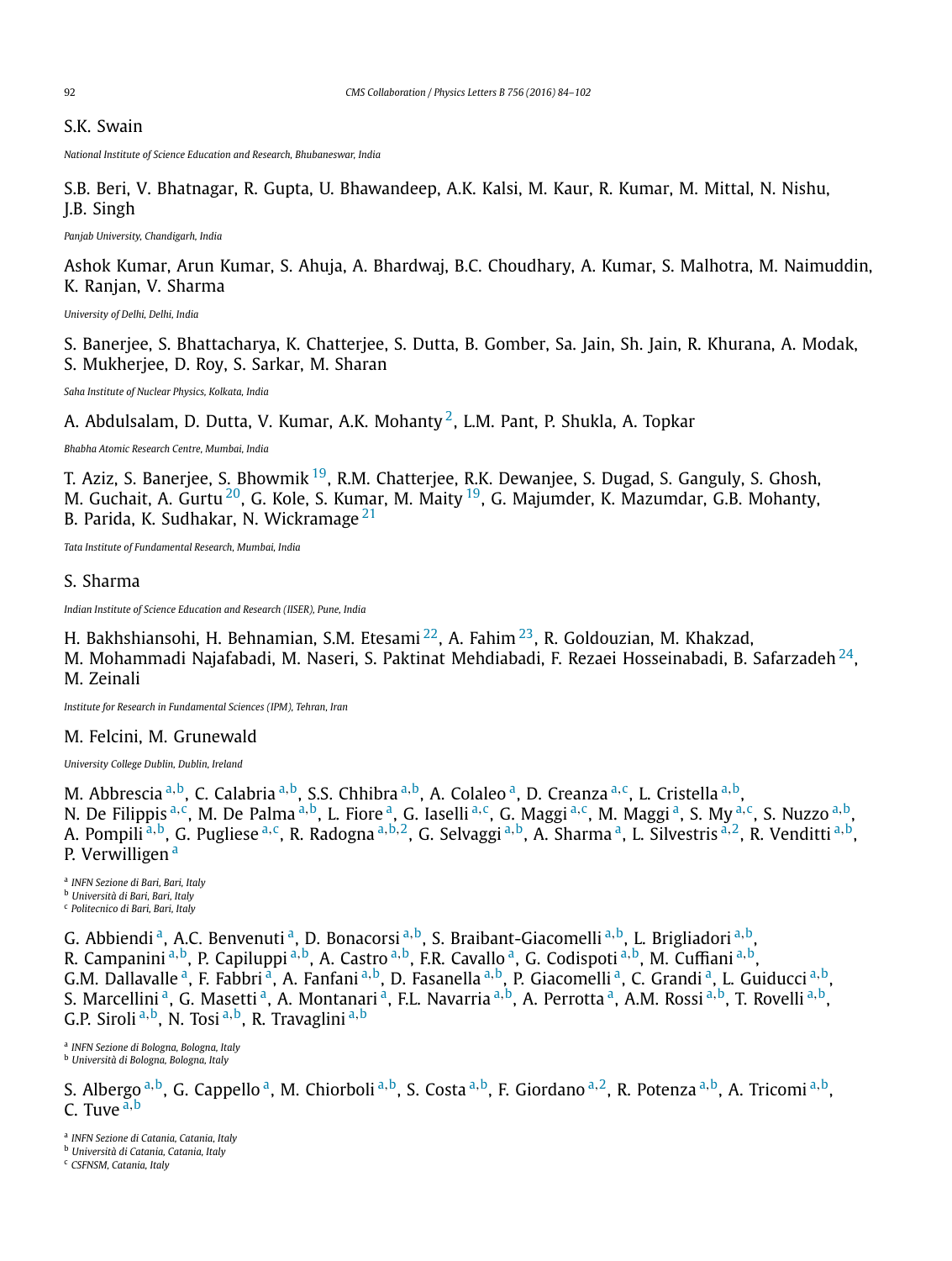S.K. Swain

*National Institute of Science Education and Research, Bhubaneswar, India*

S.B. Beri, V. Bhatnagar, R. Gupta, U. Bhawandeep, A.K. Kalsi, M. Kaur, R. Kumar, M. Mittal, N. Nishu, J.B. Singh

*Panjab University, Chandigarh, India*

Ashok Kumar, Arun Kumar, S. Ahuja, A. Bhardwaj, B.C. Choudhary, A. Kumar, S. Malhotra, M. Naimuddin, K. Ranjan, V. Sharma

*University of Delhi, Delhi, India*

S. Banerjee, S. Bhattacharya, K. Chatterjee, S. Dutta, B. Gomber, Sa. Jain, Sh. Jain, R. Khurana, A. Modak, S. Mukherjee, D. Roy, S. Sarkar, M. Sharan

*Saha Institute of Nuclear Physics, Kolkata, India*

A. Abdulsalam, D. Dutta, V. Kumar, A.K. Mohanty [2], L.M. Pant, P. Shukla, A. Topkar

*Bhabha Atomic Research Centre, Mumbai, India*

T. Aziz, S. Banerjee, S. Bhowmik [19], R.M. Chatterjee, R.K. Dewanjee, S. Dugad, S. Ganguly, S. Ghosh, M. Guchait, A. Gurtu [20], G. Kole, S. Kumar, M. Maity [19], G. Majumder, K. Mazumdar, G.B. Mohanty, B. Parida, K. Sudhakar, N. Wickramage [21]

*Tata Institute of Fundamental Research, Mumbai, India*

S. Sharma

*Indian Institute of Science Education and Research (IISER), Pune, India*

H. Bakhshiansohi, H. Behnamian, S.M. Etesami [22], A. Fahim [23], R. Goldouzian, M. Khakzad, M. Mohammadi Najafabadi, M. Naseri, S. Paktinat Mehdiabadi, F. Rezaei Hosseinabadi, B. Safarzadeh [24], M. Zeinali

*Institute for Research in Fundamental Sciences (IPM), Tehran, Iran*

M. Felcini, M. Grunewald

*University College Dublin, Dublin, Ireland*

M. Abbrescia [a,b], C. Calabria [a,b], S.S. Chhibra [a,b], A. Colaleo [a], D. Creanza [a,c], L. Cristella [a,b], N. De Filippis [a,c], M. De Palma [a,b], L. Fiore [a], G. Iaselli [a,c], G. Maggi [a,c], M. Maggi [a], S. My [a,c], S. Nuzzo [a,b], A. Pompili [a,b], G. Pugliese [a,c], R. Radogna [a,b,2], G. Selvaggi [a,b], A. Sharma [a], L. Silvestris [a,2], R. Venditti [a,b], P. Verwilligen [a]

[a] *INFN Sezione di Bari, Bari, Italy*
[b] *Università di Bari, Bari, Italy*
[c] *Politecnico di Bari, Bari, Italy*

G. Abbiendi [a], A.C. Benvenuti [a], D. Bonacorsi [a,b], S. Braibant-Giacomelli [a,b], L. Brigliadori [a,b], R. Campanini [a,b], P. Capiluppi [a,b], A. Castro [a,b], F.R. Cavallo [a], G. Codispoti [a,b], M. Cuffiani [a,b], G.M. Dallavalle [a], F. Fabbri [a], A. Fanfani [a,b], D. Fasanella [a,b], P. Giacomelli [a], C. Grandi [a], L. Guiducci [a,b], S. Marcellini [a], G. Masetti [a], A. Montanari [a], F.L. Navarria [a,b], A. Perrotta [a], A.M. Rossi [a,b], T. Rovelli [a,b], G.P. Siroli [a,b], N. Tosi [a,b], R. Travaglini [a,b]

[a] *INFN Sezione di Bologna, Bologna, Italy*
[b] *Università di Bologna, Bologna, Italy*

S. Albergo [a,b], G. Cappello [a], M. Chiorboli [a,b], S. Costa [a,b], F. Giordano [a,2], R. Potenza [a,b], A. Tricomi [a,b], C. Tuve [a,b]

[a] *INFN Sezione di Catania, Catania, Italy*
[b] *Università di Catania, Catania, Italy*
[c] *CSFNSM, Catania, Italy*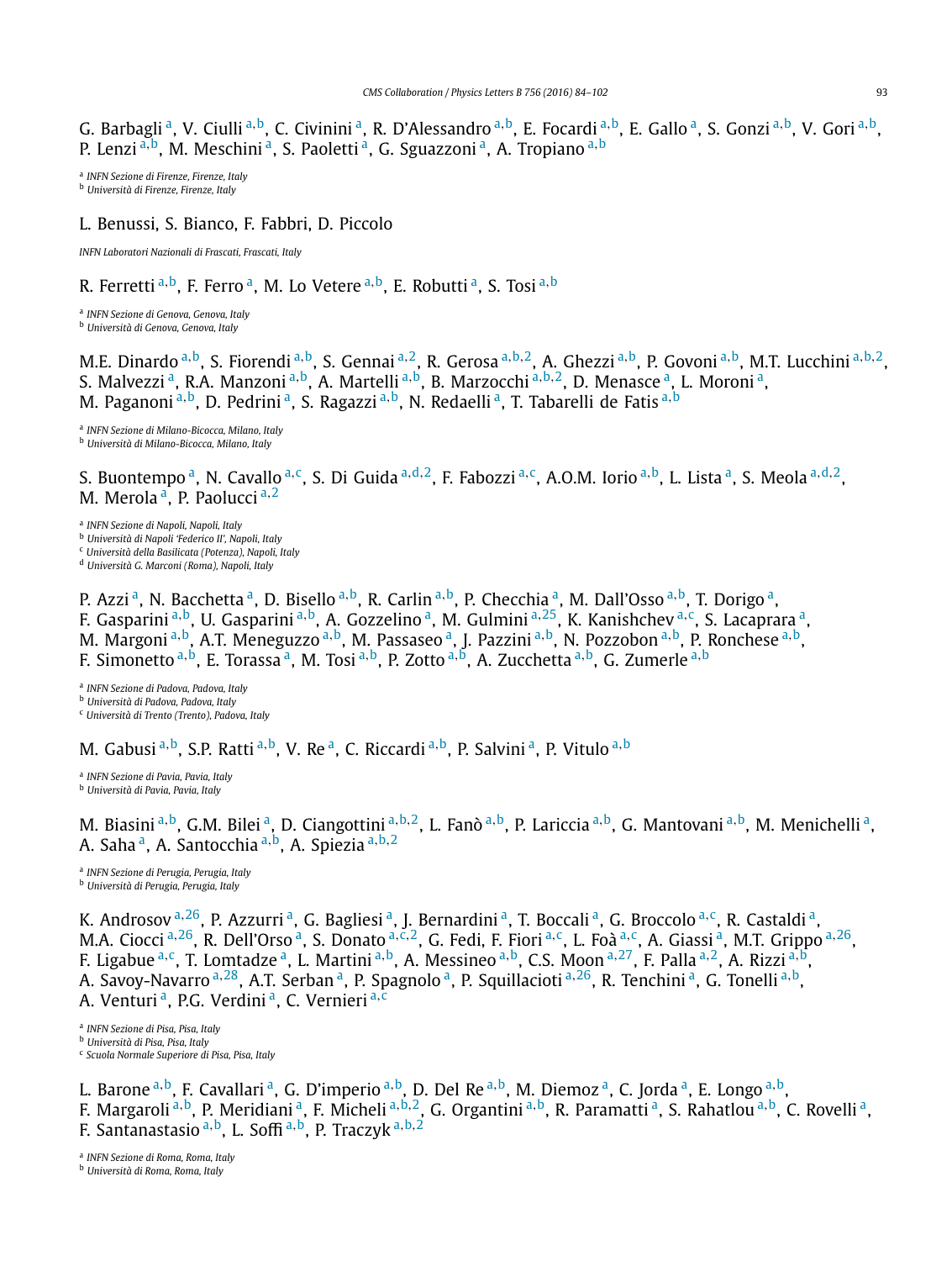G. Barbagli [a], V. Ciulli [a,b], C. Civinini [a], R. D'Alessandro [a,b], E. Focardi [a,b], E. Gallo [a], S. Gonzi [a,b], V. Gori [a,b], P. Lenzi [a,b], M. Meschini [a], S. Paoletti [a], G. Sguazzoni [a], A. Tropiano [a,b]

[a] *INFN Sezione di Firenze, Firenze, Italy*
[b] *Università di Firenze, Firenze, Italy*

L. Benussi, S. Bianco, F. Fabbri, D. Piccolo

*INFN Laboratori Nazionali di Frascati, Frascati, Italy*

R. Ferretti [a,b], F. Ferro [a], M. Lo Vetere [a,b], E. Robutti [a], S. Tosi [a,b]

[a] *INFN Sezione di Genova, Genova, Italy*
[b] *Università di Genova, Genova, Italy*

M.E. Dinardo [a,b], S. Fiorendi [a,b], S. Gennai [a,2], R. Gerosa [a,b,2], A. Ghezzi [a,b], P. Govoni [a,b], M.T. Lucchini [a,b,2], S. Malvezzi [a], R.A. Manzoni [a,b], A. Martelli [a,b], B. Marzocchi [a,b,2], D. Menasce [a], L. Moroni [a], M. Paganoni [a,b], D. Pedrini [a], S. Ragazzi [a,b], N. Redaelli [a], T. Tabarelli de Fatis [a,b]

[a] *INFN Sezione di Milano-Bicocca, Milano, Italy*
[b] *Università di Milano-Bicocca, Milano, Italy*

S. Buontempo [a], N. Cavallo [a,c], S. Di Guida [a,d,2], F. Fabozzi [a,c], A.O.M. Iorio [a,b], L. Lista [a], S. Meola [a,d,2], M. Merola [a], P. Paolucci [a,2]

[a] *INFN Sezione di Napoli, Napoli, Italy*
[b] *Università di Napoli 'Federico II', Napoli, Italy*
[c] *Università della Basilicata (Potenza), Napoli, Italy*
[d] *Università G. Marconi (Roma), Napoli, Italy*

P. Azzi [a], N. Bacchetta [a], D. Bisello [a,b], R. Carlin [a,b], P. Checchia [a], M. Dall'Osso [a,b], T. Dorigo [a], F. Gasparini [a,b], U. Gasparini [a,b], A. Gozzelino [a], M. Gulmini [a,25], K. Kanishchev [a,c], S. Lacaprara [a], M. Margoni [a,b], A.T. Meneguzzo [a,b], M. Passaseo [a], J. Pazzini [a,b], N. Pozzobon [a,b], P. Ronchese [a,b], F. Simonetto [a,b], E. Torassa [a], M. Tosi [a,b], P. Zotto [a,b], A. Zucchetta [a,b], G. Zumerle [a,b]

[a] *INFN Sezione di Padova, Padova, Italy*
[b] *Università di Padova, Padova, Italy*
[c] *Università di Trento (Trento), Padova, Italy*

M. Gabusi [a,b], S.P. Ratti [a,b], V. Re [a], C. Riccardi [a,b], P. Salvini [a], P. Vitulo [a,b]

[a] *INFN Sezione di Pavia, Pavia, Italy*
[b] *Università di Pavia, Pavia, Italy*

M. Biasini [a,b], G.M. Bilei [a], D. Ciangottini [a,b,2], L. Fanò [a,b], P. Lariccia [a,b], G. Mantovani [a,b], M. Menichelli [a], A. Saha [a], A. Santocchia [a,b], A. Spiezia [a,b,2]

[a] *INFN Sezione di Perugia, Perugia, Italy*
[b] *Università di Perugia, Perugia, Italy*

K. Androsov [a,26], P. Azzurri [a], G. Bagliesi [a], J. Bernardini [a], T. Boccali [a], G. Broccolo [a,c], R. Castaldi [a], M.A. Ciocci [a,26], R. Dell'Orso [a], S. Donato [a,c,2], G. Fedi, F. Fiori [a,c], L. Foà [a,c], A. Giassi [a], M.T. Grippo [a,26], F. Ligabue [a,c], T. Lomtadze [a], L. Martini [a,b], A. Messineo [a,b], C.S. Moon [a,27], F. Palla [a,2], A. Rizzi [a,b], A. Savoy-Navarro [a,28], A.T. Serban [a], P. Spagnolo [a], P. Squillacioti [a,26], R. Tenchini [a], G. Tonelli [a,b], A. Venturi [a], P.G. Verdini [a], C. Vernieri [a,c]

[a] *INFN Sezione di Pisa, Pisa, Italy*
[b] *Università di Pisa, Pisa, Italy*
[c] *Scuola Normale Superiore di Pisa, Pisa, Italy*

L. Barone [a,b], F. Cavallari [a], G. D'imperio [a,b], D. Del Re [a,b], M. Diemoz [a], C. Jorda [a], E. Longo [a,b], F. Margaroli [a,b], P. Meridiani [a], F. Micheli [a,b,2], G. Organtini [a,b], R. Paramatti [a], S. Rahatlou [a,b], C. Rovelli [a], F. Santanastasio [a,b], L. Soffi [a,b], P. Traczyk [a,b,2]

[a] *INFN Sezione di Roma, Roma, Italy*
[b] *Università di Roma, Roma, Italy*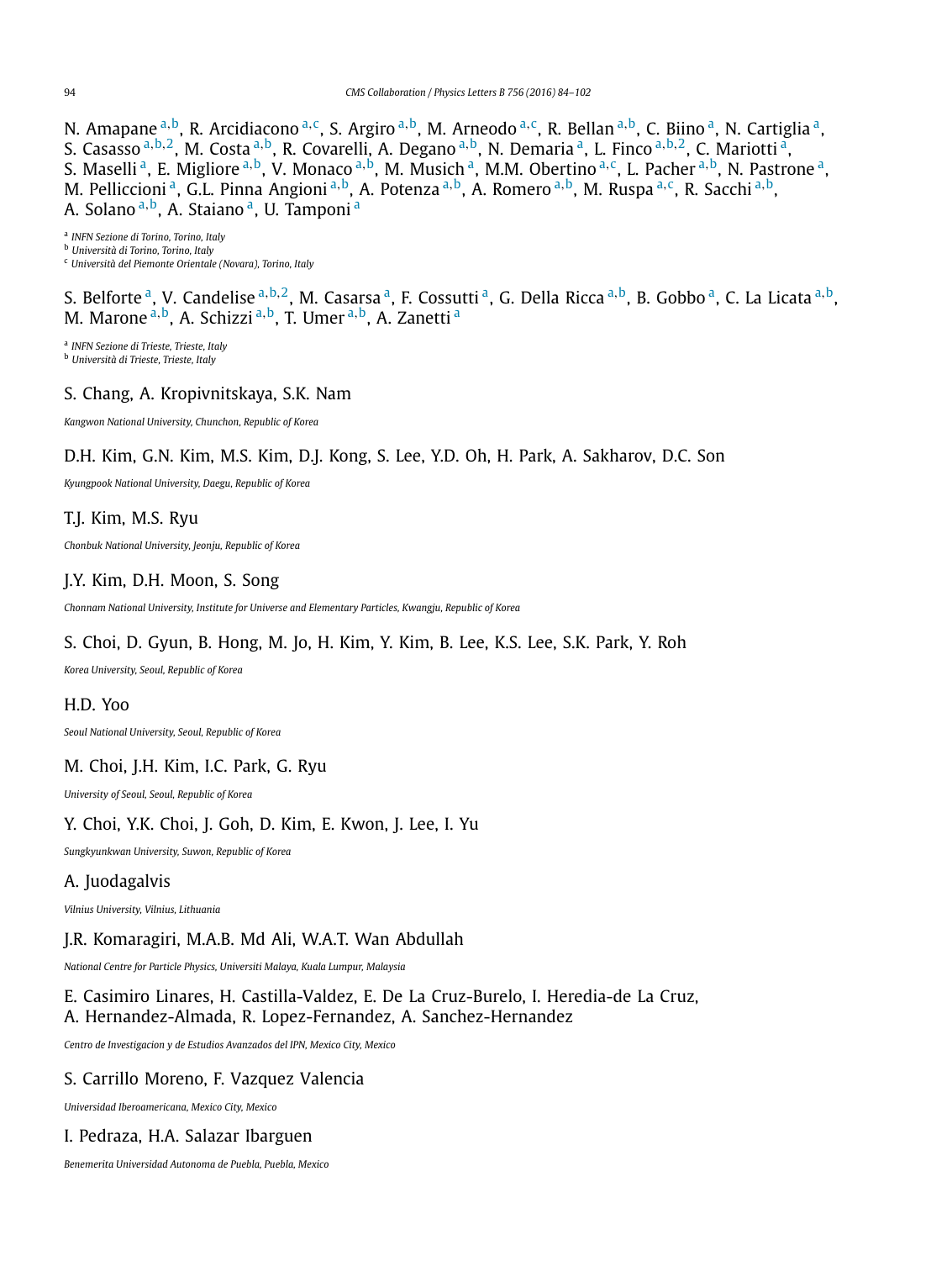N. Amapane [a,b], R. Arcidiacono [a,c], S. Argiro [a,b], M. Arneodo [a,c], R. Bellan [a,b], C. Biino [a], N. Cartiglia [a], S. Casasso [a,b,2], M. Costa [a,b], R. Covarelli, A. Degano [a,b], N. Demaria [a], L. Finco [a,b,2], C. Mariotti [a], S. Maselli [a], E. Migliore [a,b], V. Monaco [a,b], M. Musich [a], M.M. Obertino [a,c], L. Pacher [a,b], N. Pastrone [a], M. Pelliccioni [a], G.L. Pinna Angioni [a,b], A. Potenza [a,b], A. Romero [a,b], M. Ruspa [a,c], R. Sacchi [a,b], A. Solano [a,b], A. Staiano [a], U. Tamponi [a]

[a] *INFN Sezione di Torino, Torino, Italy*
[b] *Università di Torino, Torino, Italy*
[c] *Università del Piemonte Orientale (Novara), Torino, Italy*

S. Belforte [a], V. Candelise [a,b,2], M. Casarsa [a], F. Cossutti [a], G. Della Ricca [a,b], B. Gobbo [a], C. La Licata [a,b], M. Marone [a,b], A. Schizzi [a,b], T. Umer [a,b], A. Zanetti [a]

[a] *INFN Sezione di Trieste, Trieste, Italy*
[b] *Università di Trieste, Trieste, Italy*

S. Chang, A. Kropivnitskaya, S.K. Nam

*Kangwon National University, Chunchon, Republic of Korea*

D.H. Kim, G.N. Kim, M.S. Kim, D.J. Kong, S. Lee, Y.D. Oh, H. Park, A. Sakharov, D.C. Son

*Kyungpook National University, Daegu, Republic of Korea*

T.J. Kim, M.S. Ryu

*Chonbuk National University, Jeonju, Republic of Korea*

J.Y. Kim, D.H. Moon, S. Song

*Chonnam National University, Institute for Universe and Elementary Particles, Kwangju, Republic of Korea*

S. Choi, D. Gyun, B. Hong, M. Jo, H. Kim, Y. Kim, B. Lee, K.S. Lee, S.K. Park, Y. Roh

*Korea University, Seoul, Republic of Korea*

H.D. Yoo

*Seoul National University, Seoul, Republic of Korea*

M. Choi, J.H. Kim, I.C. Park, G. Ryu

*University of Seoul, Seoul, Republic of Korea*

Y. Choi, Y.K. Choi, J. Goh, D. Kim, E. Kwon, J. Lee, I. Yu

*Sungkyunkwan University, Suwon, Republic of Korea*

A. Juodagalvis

*Vilnius University, Vilnius, Lithuania*

J.R. Komaragiri, M.A.B. Md Ali, W.A.T. Wan Abdullah

*National Centre for Particle Physics, Universiti Malaya, Kuala Lumpur, Malaysia*

E. Casimiro Linares, H. Castilla-Valdez, E. De La Cruz-Burelo, I. Heredia-de La Cruz, A. Hernandez-Almada, R. Lopez-Fernandez, A. Sanchez-Hernandez

*Centro de Investigacion y de Estudios Avanzados del IPN, Mexico City, Mexico*

S. Carrillo Moreno, F. Vazquez Valencia

*Universidad Iberoamericana, Mexico City, Mexico*

I. Pedraza, H.A. Salazar Ibarguen

*Benemerita Universidad Autonoma de Puebla, Puebla, Mexico*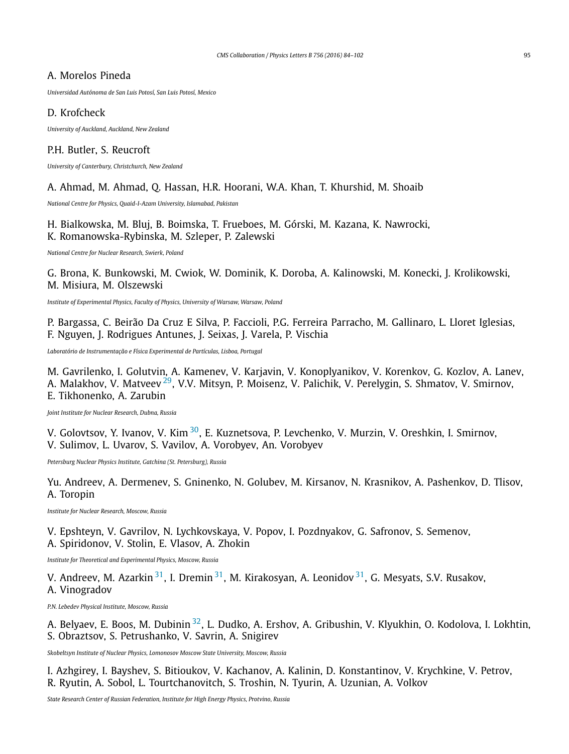A. Morelos Pineda

*Universidad Autónoma de San Luis Potosí, San Luis Potosí, Mexico*

D. Krofcheck

*University of Auckland, Auckland, New Zealand*

P.H. Butler, S. Reucroft

*University of Canterbury, Christchurch, New Zealand*

A. Ahmad, M. Ahmad, Q. Hassan, H.R. Hoorani, W.A. Khan, T. Khurshid, M. Shoaib

*National Centre for Physics, Quaid-I-Azam University, Islamabad, Pakistan*

H. Bialkowska, M. Bluj, B. Boimska, T. Frueboes, M. Górski, M. Kazana, K. Nawrocki, K. Romanowska-Rybinska, M. Szleper, P. Zalewski

*National Centre for Nuclear Research, Swierk, Poland*

G. Brona, K. Bunkowski, M. Cwiok, W. Dominik, K. Doroba, A. Kalinowski, M. Konecki, J. Krolikowski, M. Misiura, M. Olszewski

*Institute of Experimental Physics, Faculty of Physics, University of Warsaw, Warsaw, Poland*

P. Bargassa, C. Beirão Da Cruz E Silva, P. Faccioli, P.G. Ferreira Parracho, M. Gallinaro, L. Lloret Iglesias, F. Nguyen, J. Rodrigues Antunes, J. Seixas, J. Varela, P. Vischia

*Laboratório de Instrumentação e Física Experimental de Partículas, Lisboa, Portugal*

M. Gavrilenko, I. Golutvin, A. Kamenev, V. Karjavin, V. Konoplyanikov, V. Korenkov, G. Kozlov, A. Lanev, A. Malakhov, V. Matveev [29], V.V. Mitsyn, P. Moisenz, V. Palichik, V. Perelygin, S. Shmatov, V. Smirnov, E. Tikhonenko, A. Zarubin

*Joint Institute for Nuclear Research, Dubna, Russia*

V. Golovtsov, Y. Ivanov, V. Kim [30], E. Kuznetsova, P. Levchenko, V. Murzin, V. Oreshkin, I. Smirnov, V. Sulimov, L. Uvarov, S. Vavilov, A. Vorobyev, An. Vorobyev

*Petersburg Nuclear Physics Institute, Gatchina (St. Petersburg), Russia*

Yu. Andreev, A. Dermenev, S. Gninenko, N. Golubev, M. Kirsanov, N. Krasnikov, A. Pashenkov, D. Tlisov, A. Toropin

*Institute for Nuclear Research, Moscow, Russia*

V. Epshteyn, V. Gavrilov, N. Lychkovskaya, V. Popov, I. Pozdnyakov, G. Safronov, S. Semenov, A. Spiridonov, V. Stolin, E. Vlasov, A. Zhokin

*Institute for Theoretical and Experimental Physics, Moscow, Russia*

V. Andreev, M. Azarkin [31], I. Dremin [31], M. Kirakosyan, A. Leonidov [31], G. Mesyats, S.V. Rusakov, A. Vinogradov

*P.N. Lebedev Physical Institute, Moscow, Russia*

A. Belyaev, E. Boos, M. Dubinin [32], L. Dudko, A. Ershov, A. Gribushin, V. Klyukhin, O. Kodolova, I. Lokhtin, S. Obraztsov, S. Petrushanko, V. Savrin, A. Snigirev

*Skobeltsyn Institute of Nuclear Physics, Lomonosov Moscow State University, Moscow, Russia*

I. Azhgirey, I. Bayshev, S. Bitioukov, V. Kachanov, A. Kalinin, D. Konstantinov, V. Krychkine, V. Petrov, R. Ryutin, A. Sobol, L. Tourtchanovitch, S. Troshin, N. Tyurin, A. Uzunian, A. Volkov

*State Research Center of Russian Federation, Institute for High Energy Physics, Protvino, Russia*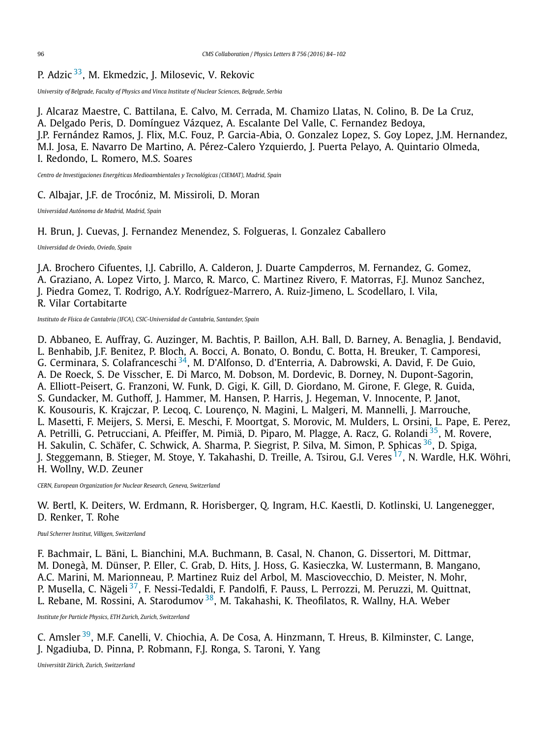P. Adzic[33], M. Ekmedzic, J. Milosevic, V. Rekovic

*University of Belgrade, Faculty of Physics and Vinca Institute of Nuclear Sciences, Belgrade, Serbia*

J. Alcaraz Maestre, C. Battilana, E. Calvo, M. Cerrada, M. Chamizo Llatas, N. Colino, B. De La Cruz, A. Delgado Peris, D. Domínguez Vázquez, A. Escalante Del Valle, C. Fernandez Bedoya, J.P. Fernández Ramos, J. Flix, M.C. Fouz, P. Garcia-Abia, O. Gonzalez Lopez, S. Goy Lopez, J.M. Hernandez, M.I. Josa, E. Navarro De Martino, A. Pérez-Calero Yzquierdo, J. Puerta Pelayo, A. Quintario Olmeda, I. Redondo, L. Romero, M.S. Soares

*Centro de Investigaciones Energéticas Medioambientales y Tecnológicas (CIEMAT), Madrid, Spain*

C. Albajar, J.F. de Trocóniz, M. Missiroli, D. Moran

*Universidad Autónoma de Madrid, Madrid, Spain*

H. Brun, J. Cuevas, J. Fernandez Menendez, S. Folgueras, I. Gonzalez Caballero

*Universidad de Oviedo, Oviedo, Spain*

J.A. Brochero Cifuentes, I.J. Cabrillo, A. Calderon, J. Duarte Campderros, M. Fernandez, G. Gomez, A. Graziano, A. Lopez Virto, J. Marco, R. Marco, C. Martinez Rivero, F. Matorras, F.J. Munoz Sanchez, J. Piedra Gomez, T. Rodrigo, A.Y. Rodríguez-Marrero, A. Ruiz-Jimeno, L. Scodellaro, I. Vila, R. Vilar Cortabitarte

*Instituto de Física de Cantabria (IFCA), CSIC-Universidad de Cantabria, Santander, Spain*

D. Abbaneo, E. Auffray, G. Auzinger, M. Bachtis, P. Baillon, A.H. Ball, D. Barney, A. Benaglia, J. Bendavid, L. Benhabib, J.F. Benitez, P. Bloch, A. Bocci, A. Bonato, O. Bondu, C. Botta, H. Breuker, T. Camporesi, G. Cerminara, S. Colafranceschi[34], M. D'Alfonso, D. d'Enterria, A. Dabrowski, A. David, F. De Guio, A. De Roeck, S. De Visscher, E. Di Marco, M. Dobson, M. Dordevic, B. Dorney, N. Dupont-Sagorin, A. Elliott-Peisert, G. Franzoni, W. Funk, D. Gigi, K. Gill, D. Giordano, M. Girone, F. Glege, R. Guida, S. Gundacker, M. Guthoff, J. Hammer, M. Hansen, P. Harris, J. Hegeman, V. Innocente, P. Janot, K. Kousouris, K. Krajczar, P. Lecoq, C. Lourenço, N. Magini, L. Malgeri, M. Mannelli, J. Marrouche, L. Masetti, F. Meijers, S. Mersi, E. Meschi, F. Moortgat, S. Morovic, M. Mulders, L. Orsini, L. Pape, E. Perez, A. Petrilli, G. Petrucciani, A. Pfeiffer, M. Pimiä, D. Piparo, M. Plagge, A. Racz, G. Rolandi[35], M. Rovere, H. Sakulin, C. Schäfer, C. Schwick, A. Sharma, P. Siegrist, P. Silva, M. Simon, P. Sphicas[36], D. Spiga, J. Steggemann, B. Stieger, M. Stoye, Y. Takahashi, D. Treille, A. Tsirou, G.I. Veres[17], N. Wardle, H.K. Wöhri, H. Wollny, W.D. Zeuner

*CERN, European Organization for Nuclear Research, Geneva, Switzerland*

W. Bertl, K. Deiters, W. Erdmann, R. Horisberger, Q. Ingram, H.C. Kaestli, D. Kotlinski, U. Langenegger, D. Renker, T. Rohe

*Paul Scherrer Institut, Villigen, Switzerland*

F. Bachmair, L. Bäni, L. Bianchini, M.A. Buchmann, B. Casal, N. Chanon, G. Dissertori, M. Dittmar, M. Donegà, M. Dünser, P. Eller, C. Grab, D. Hits, J. Hoss, G. Kasieczka, W. Lustermann, B. Mangano, A.C. Marini, M. Marionneau, P. Martinez Ruiz del Arbol, M. Masciovecchio, D. Meister, N. Mohr, P. Musella, C. Nägeli[37], F. Nessi-Tedaldi, F. Pandolfi, F. Pauss, L. Perrozzi, M. Peruzzi, M. Quittnat, L. Rebane, M. Rossini, A. Starodumov[38], M. Takahashi, K. Theofilatos, R. Wallny, H.A. Weber

*Institute for Particle Physics, ETH Zurich, Zurich, Switzerland*

C. Amsler[39], M.F. Canelli, V. Chiochia, A. De Cosa, A. Hinzmann, T. Hreus, B. Kilminster, C. Lange, J. Ngadiuba, D. Pinna, P. Robmann, F.J. Ronga, S. Taroni, Y. Yang

*Universität Zürich, Zurich, Switzerland*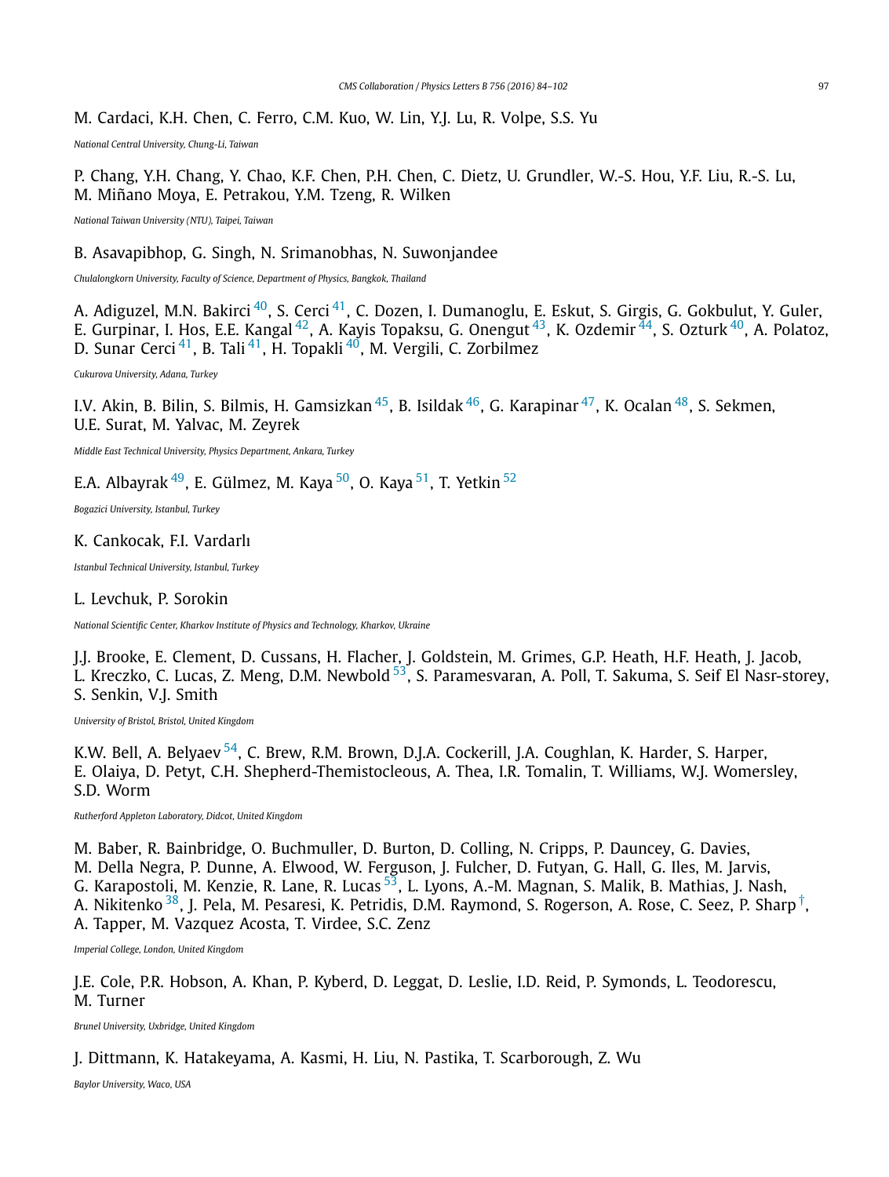M. Cardaci, K.H. Chen, C. Ferro, C.M. Kuo, W. Lin, Y.J. Lu, R. Volpe, S.S. Yu

*National Central University, Chung-Li, Taiwan*

P. Chang, Y.H. Chang, Y. Chao, K.F. Chen, P.H. Chen, C. Dietz, U. Grundler, W.-S. Hou, Y.F. Liu, R.-S. Lu, M. Miñano Moya, E. Petrakou, Y.M. Tzeng, R. Wilken

*National Taiwan University (NTU), Taipei, Taiwan*

B. Asavapibhop, G. Singh, N. Srimanobhas, N. Suwonjandee

*Chulalongkorn University, Faculty of Science, Department of Physics, Bangkok, Thailand*

A. Adiguzel, M.N. Bakirci [40], S. Cerci [41], C. Dozen, I. Dumanoglu, E. Eskut, S. Girgis, G. Gokbulut, Y. Guler, E. Gurpinar, I. Hos, E.E. Kangal [42], A. Kayis Topaksu, G. Onengut [43], K. Ozdemir [44], S. Ozturk [40], A. Polatoz, D. Sunar Cerci [41], B. Tali [41], H. Topakli [40], M. Vergili, C. Zorbilmez

*Cukurova University, Adana, Turkey*

I.V. Akin, B. Bilin, S. Bilmis, H. Gamsizkan [45], B. Isildak [46], G. Karapinar [47], K. Ocalan [48], S. Sekmen, U.E. Surat, M. Yalvac, M. Zeyrek

*Middle East Technical University, Physics Department, Ankara, Turkey*

E.A. Albayrak [49], E. Gülmez, M. Kaya [50], O. Kaya [51], T. Yetkin [52]

*Bogazici University, Istanbul, Turkey*

K. Cankocak, F.I. Vardarlı

*Istanbul Technical University, Istanbul, Turkey*

L. Levchuk, P. Sorokin

*National Scientific Center, Kharkov Institute of Physics and Technology, Kharkov, Ukraine*

J.J. Brooke, E. Clement, D. Cussans, H. Flacher, J. Goldstein, M. Grimes, G.P. Heath, H.F. Heath, J. Jacob, L. Kreczko, C. Lucas, Z. Meng, D.M. Newbold [53], S. Paramesvaran, A. Poll, T. Sakuma, S. Seif El Nasr-storey, S. Senkin, V.J. Smith

*University of Bristol, Bristol, United Kingdom*

K.W. Bell, A. Belyaev [54], C. Brew, R.M. Brown, D.J.A. Cockerill, J.A. Coughlan, K. Harder, S. Harper, E. Olaiya, D. Petyt, C.H. Shepherd-Themistocleous, A. Thea, I.R. Tomalin, T. Williams, W.J. Womersley, S.D. Worm

*Rutherford Appleton Laboratory, Didcot, United Kingdom*

M. Baber, R. Bainbridge, O. Buchmuller, D. Burton, D. Colling, N. Cripps, P. Dauncey, G. Davies, M. Della Negra, P. Dunne, A. Elwood, W. Ferguson, J. Fulcher, D. Futyan, G. Hall, G. Iles, M. Jarvis, G. Karapostoli, M. Kenzie, R. Lane, R. Lucas [53], L. Lyons, A.-M. Magnan, S. Malik, B. Mathias, J. Nash, A. Nikitenko [38], J. Pela, M. Pesaresi, K. Petridis, D.M. Raymond, S. Rogerson, A. Rose, C. Seez, P. Sharp [†], A. Tapper, M. Vazquez Acosta, T. Virdee, S.C. Zenz

*Imperial College, London, United Kingdom*

J.E. Cole, P.R. Hobson, A. Khan, P. Kyberd, D. Leggat, D. Leslie, I.D. Reid, P. Symonds, L. Teodorescu, M. Turner

*Brunel University, Uxbridge, United Kingdom*

J. Dittmann, K. Hatakeyama, A. Kasmi, H. Liu, N. Pastika, T. Scarborough, Z. Wu

*Baylor University, Waco, USA*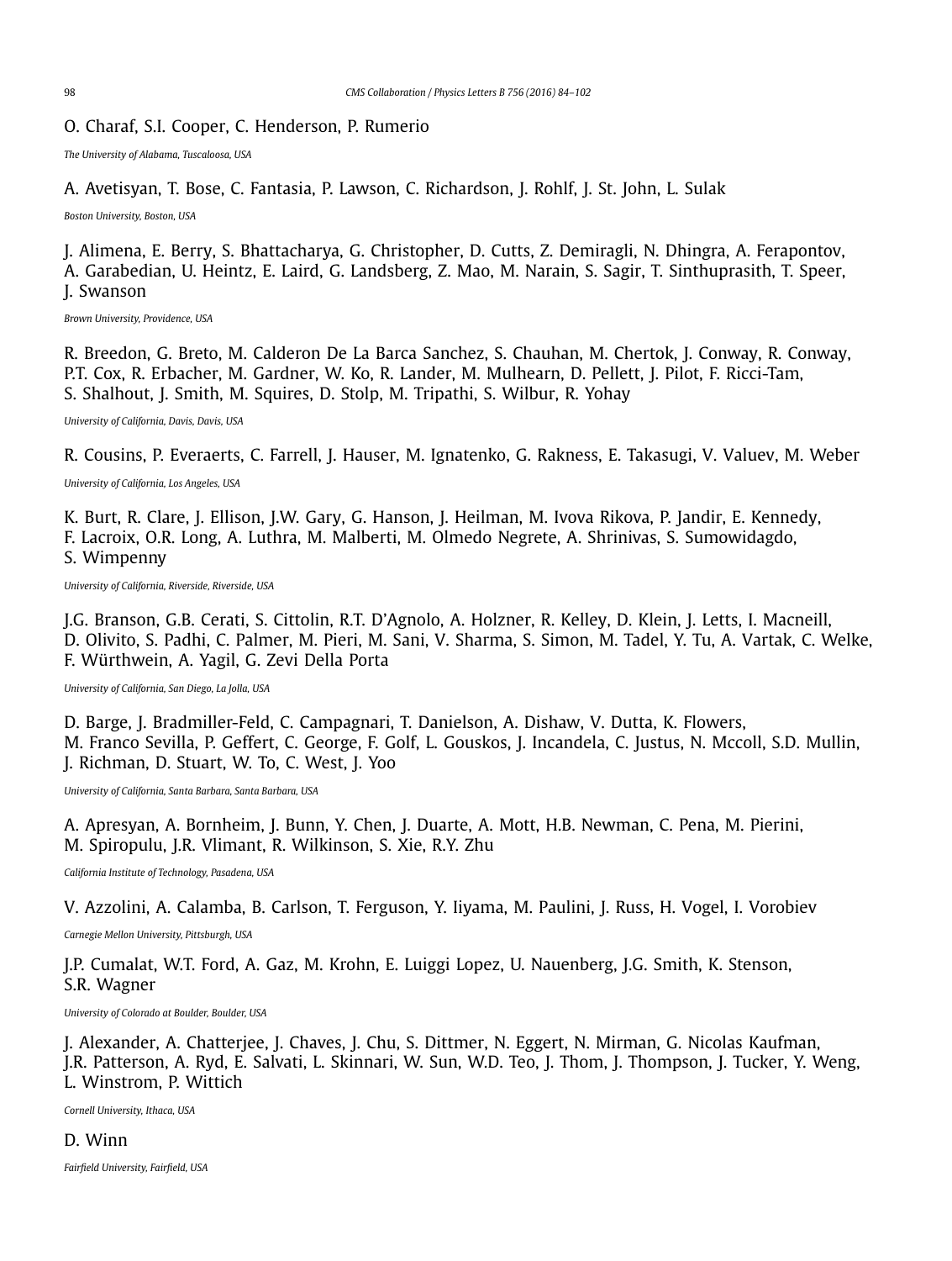O. Charaf, S.I. Cooper, C. Henderson, P. Rumerio

*The University of Alabama, Tuscaloosa, USA*

A. Avetisyan, T. Bose, C. Fantasia, P. Lawson, C. Richardson, J. Rohlf, J. St. John, L. Sulak

*Boston University, Boston, USA*

J. Alimena, E. Berry, S. Bhattacharya, G. Christopher, D. Cutts, Z. Demiragli, N. Dhingra, A. Ferapontov, A. Garabedian, U. Heintz, E. Laird, G. Landsberg, Z. Mao, M. Narain, S. Sagir, T. Sinthuprasith, T. Speer, J. Swanson

*Brown University, Providence, USA*

R. Breedon, G. Breto, M. Calderon De La Barca Sanchez, S. Chauhan, M. Chertok, J. Conway, R. Conway, P.T. Cox, R. Erbacher, M. Gardner, W. Ko, R. Lander, M. Mulhearn, D. Pellett, J. Pilot, F. Ricci-Tam, S. Shalhout, J. Smith, M. Squires, D. Stolp, M. Tripathi, S. Wilbur, R. Yohay

*University of California, Davis, Davis, USA*

R. Cousins, P. Everaerts, C. Farrell, J. Hauser, M. Ignatenko, G. Rakness, E. Takasugi, V. Valuev, M. Weber

*University of California, Los Angeles, USA*

K. Burt, R. Clare, J. Ellison, J.W. Gary, G. Hanson, J. Heilman, M. Ivova Rikova, P. Jandir, E. Kennedy, F. Lacroix, O.R. Long, A. Luthra, M. Malberti, M. Olmedo Negrete, A. Shrinivas, S. Sumowidagdo, S. Wimpenny

*University of California, Riverside, Riverside, USA*

J.G. Branson, G.B. Cerati, S. Cittolin, R.T. D'Agnolo, A. Holzner, R. Kelley, D. Klein, J. Letts, I. Macneill, D. Olivito, S. Padhi, C. Palmer, M. Pieri, M. Sani, V. Sharma, S. Simon, M. Tadel, Y. Tu, A. Vartak, C. Welke, F. Würthwein, A. Yagil, G. Zevi Della Porta

*University of California, San Diego, La Jolla, USA*

D. Barge, J. Bradmiller-Feld, C. Campagnari, T. Danielson, A. Dishaw, V. Dutta, K. Flowers, M. Franco Sevilla, P. Geffert, C. George, F. Golf, L. Gouskos, J. Incandela, C. Justus, N. Mccoll, S.D. Mullin, J. Richman, D. Stuart, W. To, C. West, J. Yoo

*University of California, Santa Barbara, Santa Barbara, USA*

A. Apresyan, A. Bornheim, J. Bunn, Y. Chen, J. Duarte, A. Mott, H.B. Newman, C. Pena, M. Pierini, M. Spiropulu, J.R. Vlimant, R. Wilkinson, S. Xie, R.Y. Zhu

*California Institute of Technology, Pasadena, USA*

V. Azzolini, A. Calamba, B. Carlson, T. Ferguson, Y. Iiyama, M. Paulini, J. Russ, H. Vogel, I. Vorobiev

*Carnegie Mellon University, Pittsburgh, USA*

J.P. Cumalat, W.T. Ford, A. Gaz, M. Krohn, E. Luiggi Lopez, U. Nauenberg, J.G. Smith, K. Stenson, S.R. Wagner

*University of Colorado at Boulder, Boulder, USA*

J. Alexander, A. Chatterjee, J. Chaves, J. Chu, S. Dittmer, N. Eggert, N. Mirman, G. Nicolas Kaufman, J.R. Patterson, A. Ryd, E. Salvati, L. Skinnari, W. Sun, W.D. Teo, J. Thom, J. Thompson, J. Tucker, Y. Weng, L. Winstrom, P. Wittich

*Cornell University, Ithaca, USA*

D. Winn

*Fairfield University, Fairfield, USA*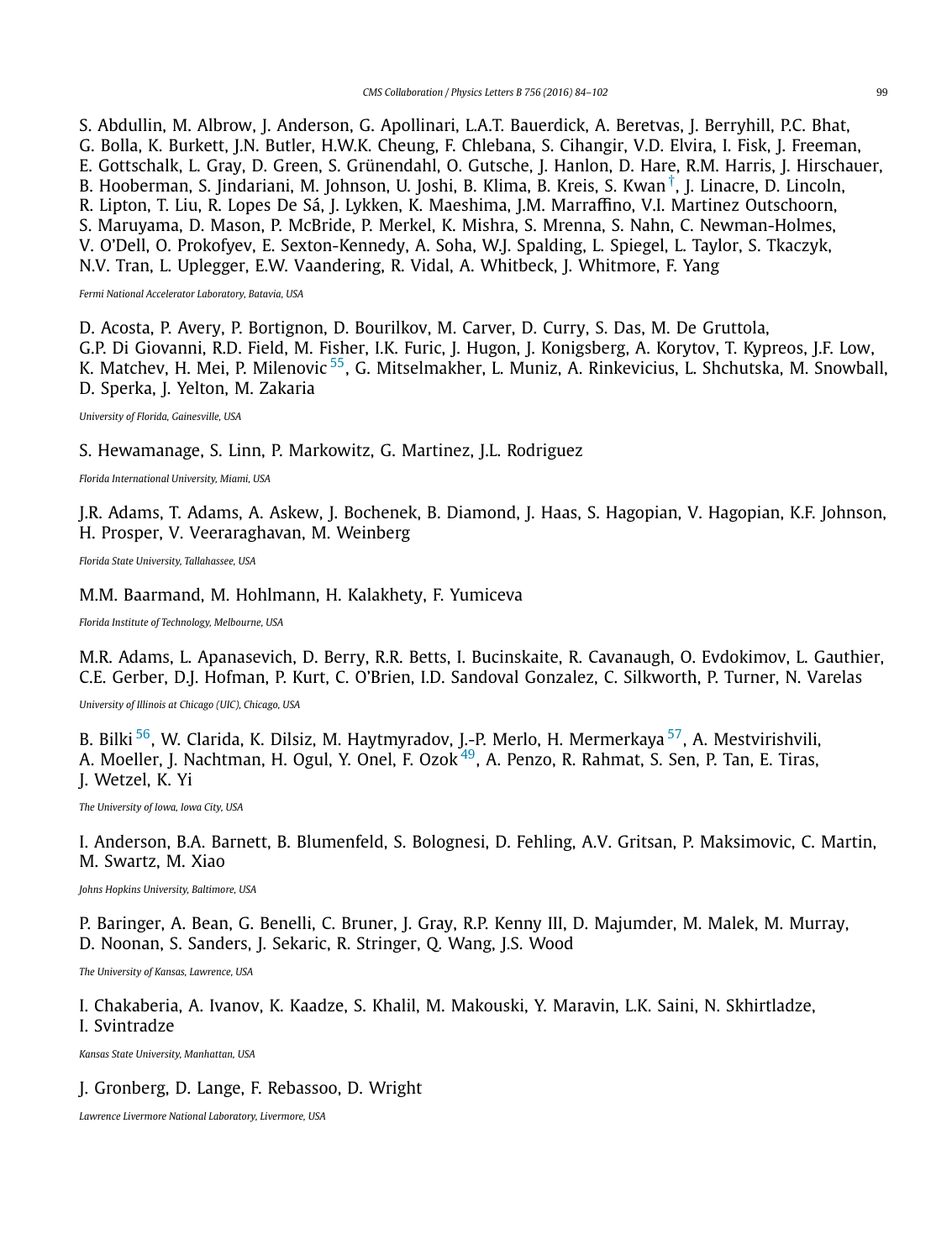S. Abdullin, M. Albrow, J. Anderson, G. Apollinari, L.A.T. Bauerdick, A. Beretvas, J. Berryhill, P.C. Bhat, G. Bolla, K. Burkett, J.N. Butler, H.W.K. Cheung, F. Chlebana, S. Cihangir, V.D. Elvira, I. Fisk, J. Freeman, E. Gottschalk, L. Gray, D. Green, S. Grünendahl, O. Gutsche, J. Hanlon, D. Hare, R.M. Harris, J. Hirschauer, B. Hooberman, S. Jindariani, M. Johnson, U. Joshi, B. Klima, B. Kreis, S. Kwan[†], J. Linacre, D. Lincoln, R. Lipton, T. Liu, R. Lopes De Sá, J. Lykken, K. Maeshima, J.M. Marraffino, V.I. Martinez Outschoorn, S. Maruyama, D. Mason, P. McBride, P. Merkel, K. Mishra, S. Mrenna, S. Nahn, C. Newman-Holmes, V. O'Dell, O. Prokofyev, E. Sexton-Kennedy, A. Soha, W.J. Spalding, L. Spiegel, L. Taylor, S. Tkaczyk, N.V. Tran, L. Uplegger, E.W. Vaandering, R. Vidal, A. Whitbeck, J. Whitmore, F. Yang

*Fermi National Accelerator Laboratory, Batavia, USA*

D. Acosta, P. Avery, P. Bortignon, D. Bourilkov, M. Carver, D. Curry, S. Das, M. De Gruttola, G.P. Di Giovanni, R.D. Field, M. Fisher, I.K. Furic, J. Hugon, J. Konigsberg, A. Korytov, T. Kypreos, J.F. Low, K. Matchev, H. Mei, P. Milenovic[55], G. Mitselmakher, L. Muniz, A. Rinkevicius, L. Shchutska, M. Snowball, D. Sperka, J. Yelton, M. Zakaria

*University of Florida, Gainesville, USA*

S. Hewamanage, S. Linn, P. Markowitz, G. Martinez, J.L. Rodriguez

*Florida International University, Miami, USA*

J.R. Adams, T. Adams, A. Askew, J. Bochenek, B. Diamond, J. Haas, S. Hagopian, V. Hagopian, K.F. Johnson, H. Prosper, V. Veeraraghavan, M. Weinberg

*Florida State University, Tallahassee, USA*

M.M. Baarmand, M. Hohlmann, H. Kalakhety, F. Yumiceva

*Florida Institute of Technology, Melbourne, USA*

M.R. Adams, L. Apanasevich, D. Berry, R.R. Betts, I. Bucinskaite, R. Cavanaugh, O. Evdokimov, L. Gauthier, C.E. Gerber, D.J. Hofman, P. Kurt, C. O'Brien, I.D. Sandoval Gonzalez, C. Silkworth, P. Turner, N. Varelas

*University of Illinois at Chicago (UIC), Chicago, USA*

B. Bilki[56], W. Clarida, K. Dilsiz, M. Haytmyradov, J.-P. Merlo, H. Mermerkaya[57], A. Mestvirishvili, A. Moeller, J. Nachtman, H. Ogul, Y. Onel, F. Ozok[49], A. Penzo, R. Rahmat, S. Sen, P. Tan, E. Tiras, J. Wetzel, K. Yi

*The University of Iowa, Iowa City, USA*

I. Anderson, B.A. Barnett, B. Blumenfeld, S. Bolognesi, D. Fehling, A.V. Gritsan, P. Maksimovic, C. Martin, M. Swartz, M. Xiao

*Johns Hopkins University, Baltimore, USA*

P. Baringer, A. Bean, G. Benelli, C. Bruner, J. Gray, R.P. Kenny III, D. Majumder, M. Malek, M. Murray, D. Noonan, S. Sanders, J. Sekaric, R. Stringer, Q. Wang, J.S. Wood

*The University of Kansas, Lawrence, USA*

I. Chakaberia, A. Ivanov, K. Kaadze, S. Khalil, M. Makouski, Y. Maravin, L.K. Saini, N. Skhirtladze, I. Svintradze

*Kansas State University, Manhattan, USA*

J. Gronberg, D. Lange, F. Rebassoo, D. Wright

*Lawrence Livermore National Laboratory, Livermore, USA*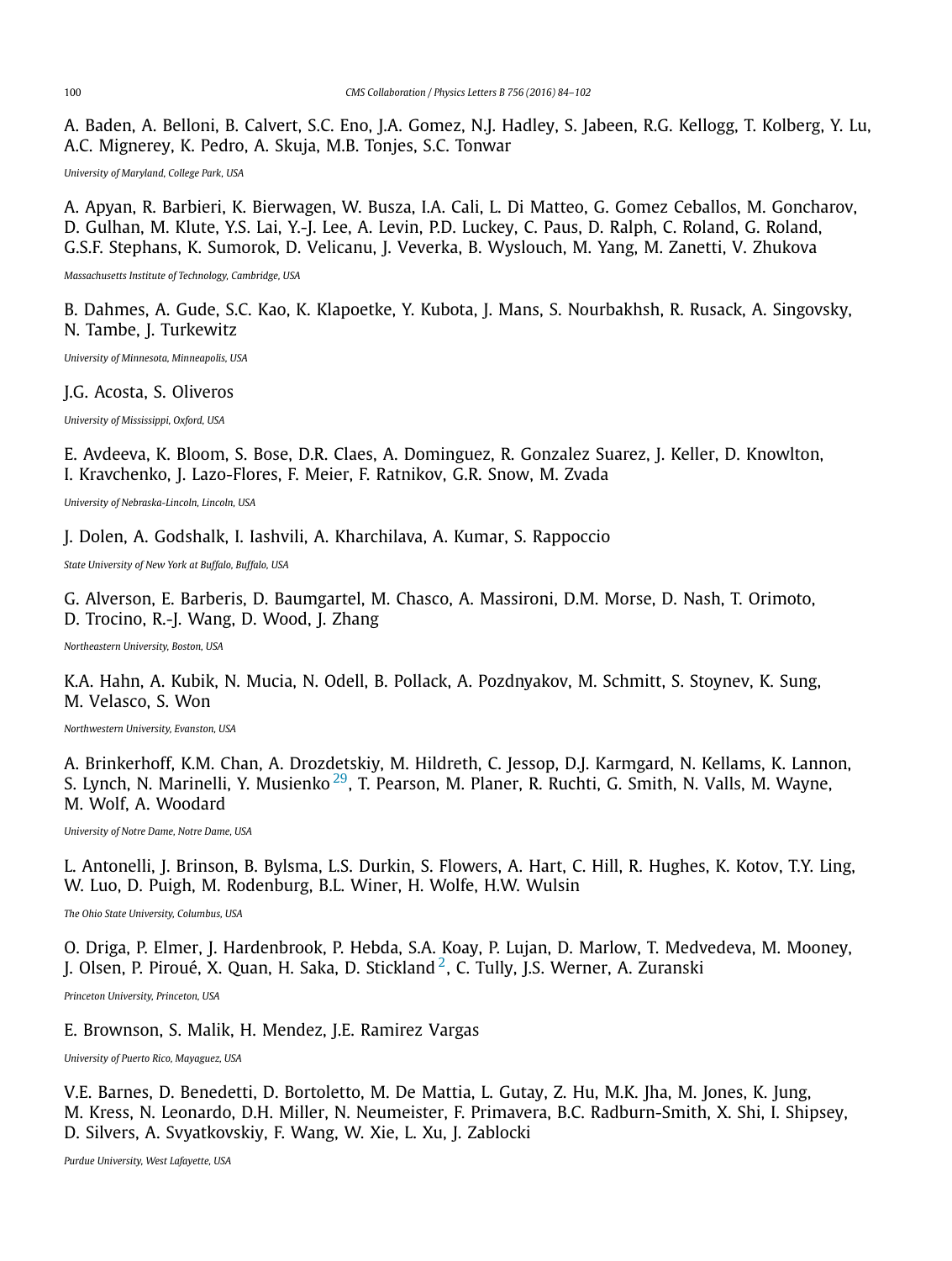A. Baden, A. Belloni, B. Calvert, S.C. Eno, J.A. Gomez, N.J. Hadley, S. Jabeen, R.G. Kellogg, T. Kolberg, Y. Lu, A.C. Mignerey, K. Pedro, A. Skuja, M.B. Tonjes, S.C. Tonwar

*University of Maryland, College Park, USA*

A. Apyan, R. Barbieri, K. Bierwagen, W. Busza, I.A. Cali, L. Di Matteo, G. Gomez Ceballos, M. Goncharov, D. Gulhan, M. Klute, Y.S. Lai, Y.-J. Lee, A. Levin, P.D. Luckey, C. Paus, D. Ralph, C. Roland, G. Roland, G.S.F. Stephans, K. Sumorok, D. Velicanu, J. Veverka, B. Wyslouch, M. Yang, M. Zanetti, V. Zhukova

*Massachusetts Institute of Technology, Cambridge, USA*

B. Dahmes, A. Gude, S.C. Kao, K. Klapoetke, Y. Kubota, J. Mans, S. Nourbakhsh, R. Rusack, A. Singovsky, N. Tambe, J. Turkewitz

*University of Minnesota, Minneapolis, USA*

J.G. Acosta, S. Oliveros

*University of Mississippi, Oxford, USA*

E. Avdeeva, K. Bloom, S. Bose, D.R. Claes, A. Dominguez, R. Gonzalez Suarez, J. Keller, D. Knowlton, I. Kravchenko, J. Lazo-Flores, F. Meier, F. Ratnikov, G.R. Snow, M. Zvada

*University of Nebraska-Lincoln, Lincoln, USA*

J. Dolen, A. Godshalk, I. Iashvili, A. Kharchilava, A. Kumar, S. Rappoccio

*State University of New York at Buffalo, Buffalo, USA*

G. Alverson, E. Barberis, D. Baumgartel, M. Chasco, A. Massironi, D.M. Morse, D. Nash, T. Orimoto, D. Trocino, R.-J. Wang, D. Wood, J. Zhang

*Northeastern University, Boston, USA*

K.A. Hahn, A. Kubik, N. Mucia, N. Odell, B. Pollack, A. Pozdnyakov, M. Schmitt, S. Stoynev, K. Sung, M. Velasco, S. Won

*Northwestern University, Evanston, USA*

A. Brinkerhoff, K.M. Chan, A. Drozdetskiy, M. Hildreth, C. Jessop, D.J. Karmgard, N. Kellams, K. Lannon, S. Lynch, N. Marinelli, Y. Musienko [29], T. Pearson, M. Planer, R. Ruchti, G. Smith, N. Valls, M. Wayne, M. Wolf, A. Woodard

*University of Notre Dame, Notre Dame, USA*

L. Antonelli, J. Brinson, B. Bylsma, L.S. Durkin, S. Flowers, A. Hart, C. Hill, R. Hughes, K. Kotov, T.Y. Ling, W. Luo, D. Puigh, M. Rodenburg, B.L. Winer, H. Wolfe, H.W. Wulsin

*The Ohio State University, Columbus, USA*

O. Driga, P. Elmer, J. Hardenbrook, P. Hebda, S.A. Koay, P. Lujan, D. Marlow, T. Medvedeva, M. Mooney, J. Olsen, P. Piroué, X. Quan, H. Saka, D. Stickland [2], C. Tully, J.S. Werner, A. Zuranski

*Princeton University, Princeton, USA*

E. Brownson, S. Malik, H. Mendez, J.E. Ramirez Vargas

*University of Puerto Rico, Mayaguez, USA*

V.E. Barnes, D. Benedetti, D. Bortoletto, M. De Mattia, L. Gutay, Z. Hu, M.K. Jha, M. Jones, K. Jung, M. Kress, N. Leonardo, D.H. Miller, N. Neumeister, F. Primavera, B.C. Radburn-Smith, X. Shi, I. Shipsey, D. Silvers, A. Svyatkovskiy, F. Wang, W. Xie, L. Xu, J. Zablocki

*Purdue University, West Lafayette, USA*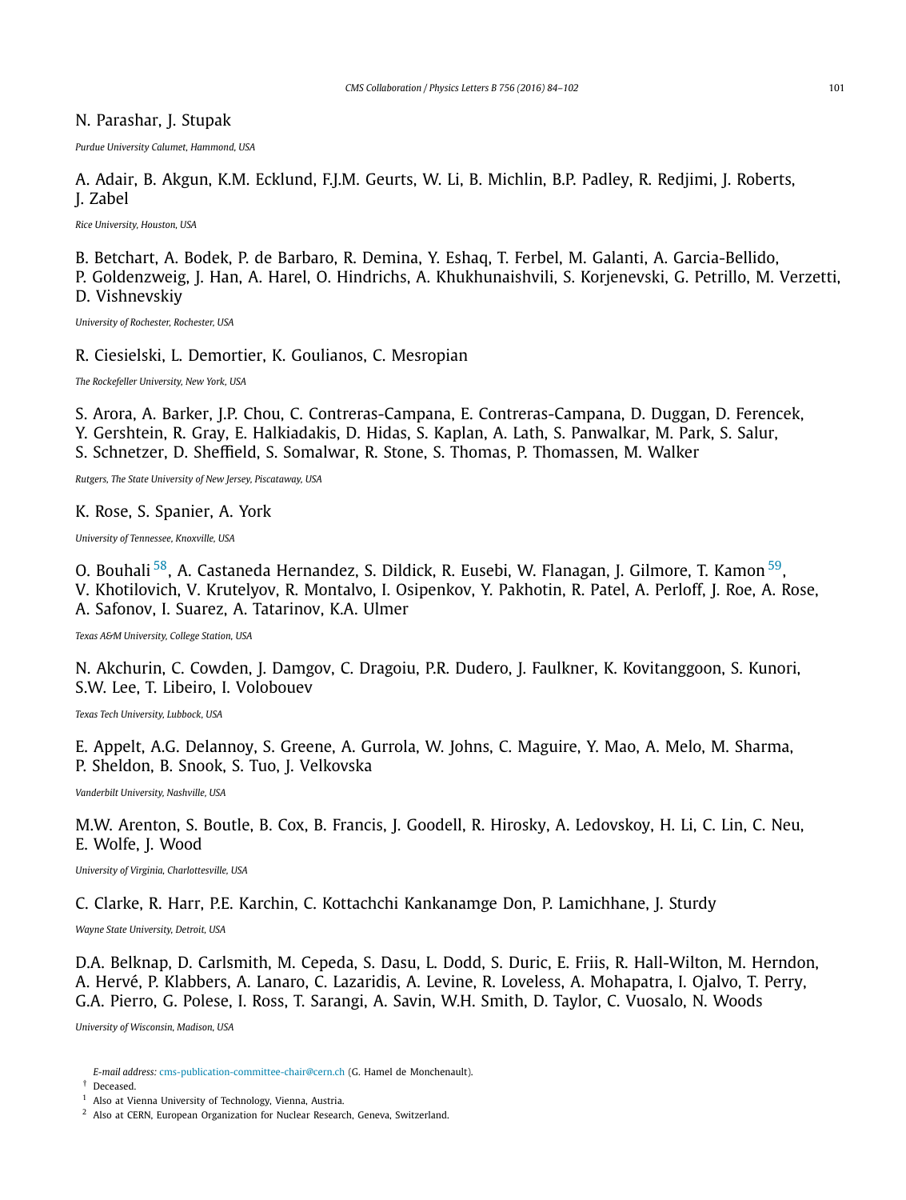N. Parashar, J. Stupak

*Purdue University Calumet, Hammond, USA*

A. Adair, B. Akgun, K.M. Ecklund, F.J.M. Geurts, W. Li, B. Michlin, B.P. Padley, R. Redjimi, J. Roberts, J. Zabel

*Rice University, Houston, USA*

B. Betchart, A. Bodek, P. de Barbaro, R. Demina, Y. Eshaq, T. Ferbel, M. Galanti, A. Garcia-Bellido, P. Goldenzweig, J. Han, A. Harel, O. Hindrichs, A. Khukhunaishvili, S. Korjenevski, G. Petrillo, M. Verzetti, D. Vishnevskiy

*University of Rochester, Rochester, USA*

R. Ciesielski, L. Demortier, K. Goulianos, C. Mesropian

*The Rockefeller University, New York, USA*

S. Arora, A. Barker, J.P. Chou, C. Contreras-Campana, E. Contreras-Campana, D. Duggan, D. Ferencek, Y. Gershtein, R. Gray, E. Halkiadakis, D. Hidas, S. Kaplan, A. Lath, S. Panwalkar, M. Park, S. Salur, S. Schnetzer, D. Sheffield, S. Somalwar, R. Stone, S. Thomas, P. Thomassen, M. Walker

*Rutgers, The State University of New Jersey, Piscataway, USA*

K. Rose, S. Spanier, A. York

*University of Tennessee, Knoxville, USA*

O. Bouhali [58], A. Castaneda Hernandez, S. Dildick, R. Eusebi, W. Flanagan, J. Gilmore, T. Kamon [59], V. Khotilovich, V. Krutelyov, R. Montalvo, I. Osipenkov, Y. Pakhotin, R. Patel, A. Perloff, J. Roe, A. Rose, A. Safonov, I. Suarez, A. Tatarinov, K.A. Ulmer

*Texas A&M University, College Station, USA*

N. Akchurin, C. Cowden, J. Damgov, C. Dragoiu, P.R. Dudero, J. Faulkner, K. Kovitanggoon, S. Kunori, S.W. Lee, T. Libeiro, I. Volobouev

*Texas Tech University, Lubbock, USA*

E. Appelt, A.G. Delannoy, S. Greene, A. Gurrola, W. Johns, C. Maguire, Y. Mao, A. Melo, M. Sharma, P. Sheldon, B. Snook, S. Tuo, J. Velkovska

*Vanderbilt University, Nashville, USA*

M.W. Arenton, S. Boutle, B. Cox, B. Francis, J. Goodell, R. Hirosky, A. Ledovskoy, H. Li, C. Lin, C. Neu, E. Wolfe, J. Wood

*University of Virginia, Charlottesville, USA*

C. Clarke, R. Harr, P.E. Karchin, C. Kottachchi Kankanamge Don, P. Lamichhane, J. Sturdy

*Wayne State University, Detroit, USA*

D.A. Belknap, D. Carlsmith, M. Cepeda, S. Dasu, L. Dodd, S. Duric, E. Friis, R. Hall-Wilton, M. Herndon, A. Hervé, P. Klabbers, A. Lanaro, C. Lazaridis, A. Levine, R. Loveless, A. Mohapatra, I. Ojalvo, T. Perry, G.A. Pierro, G. Polese, I. Ross, T. Sarangi, A. Savin, W.H. Smith, D. Taylor, C. Vuosalo, N. Woods

*University of Wisconsin, Madison, USA*

*E-mail address:* cms-publication-committee-chair@cern.ch (G. Hamel de Monchenault).

† Deceased.

[1] Also at Vienna University of Technology, Vienna, Austria.

[2] Also at CERN, European Organization for Nuclear Research, Geneva, Switzerland.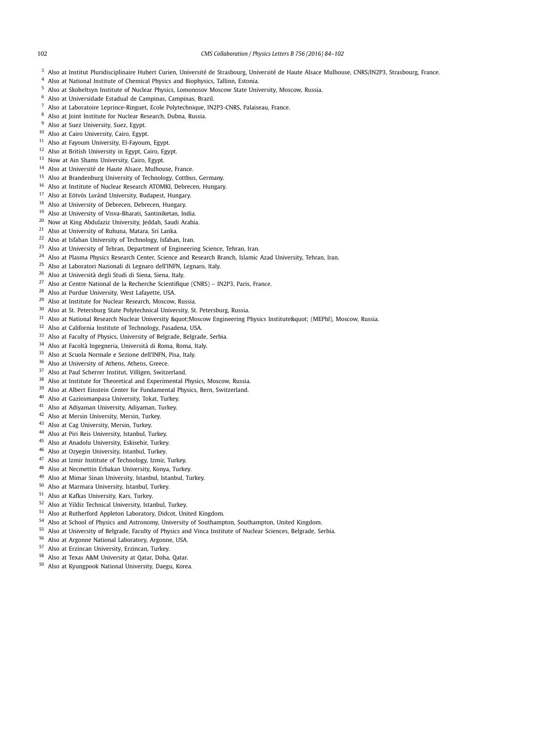[3] Also at Institut Pluridisciplinaire Hubert Curien, Université de Strasbourg, Université de Haute Alsace Mulhouse, CNRS/IN2P3, Strasbourg, France.
[4] Also at National Institute of Chemical Physics and Biophysics, Tallinn, Estonia.
[5] Also at Skobeltsyn Institute of Nuclear Physics, Lomonosov Moscow State University, Moscow, Russia.
[6] Also at Universidade Estadual de Campinas, Campinas, Brazil.
[7] Also at Laboratoire Leprince-Ringuet, Ecole Polytechnique, IN2P3-CNRS, Palaiseau, France.
[8] Also at Joint Institute for Nuclear Research, Dubna, Russia.
[9] Also at Suez University, Suez, Egypt.
[10] Also at Cairo University, Cairo, Egypt.
[11] Also at Fayoum University, El-Fayoum, Egypt.
[12] Also at British University in Egypt, Cairo, Egypt.
[13] Now at Ain Shams University, Cairo, Egypt.
[14] Also at Université de Haute Alsace, Mulhouse, France.
[15] Also at Brandenburg University of Technology, Cottbus, Germany.
[16] Also at Institute of Nuclear Research ATOMKI, Debrecen, Hungary.
[17] Also at Eötvös Loránd University, Budapest, Hungary.
[18] Also at University of Debrecen, Debrecen, Hungary.
[19] Also at University of Visva-Bharati, Santiniketan, India.
[20] Now at King Abdulaziz University, Jeddah, Saudi Arabia.
[21] Also at University of Ruhuna, Matara, Sri Lanka.
[22] Also at Isfahan University of Technology, Isfahan, Iran.
[23] Also at University of Tehran, Department of Engineering Science, Tehran, Iran.
[24] Also at Plasma Physics Research Center, Science and Research Branch, Islamic Azad University, Tehran, Iran.
[25] Also at Laboratori Nazionali di Legnaro dell'INFN, Legnaro, Italy.
[26] Also at Università degli Studi di Siena, Siena, Italy.
[27] Also at Centre National de la Recherche Scientifique (CNRS) – IN2P3, Paris, France.
[28] Also at Purdue University, West Lafayette, USA.
[29] Also at Institute for Nuclear Research, Moscow, Russia.
[30] Also at St. Petersburg State Polytechnical University, St. Petersburg, Russia.
[31] Also at National Research Nuclear University &quot;Moscow Engineering Physics Institute&quot; (MEPhI), Moscow, Russia.
[32] Also at California Institute of Technology, Pasadena, USA.
[33] Also at Faculty of Physics, University of Belgrade, Belgrade, Serbia.
[34] Also at Facoltà Ingegneria, Università di Roma, Roma, Italy.
[35] Also at Scuola Normale e Sezione dell'INFN, Pisa, Italy.
[36] Also at University of Athens, Athens, Greece.
[37] Also at Paul Scherrer Institut, Villigen, Switzerland.
[38] Also at Institute for Theoretical and Experimental Physics, Moscow, Russia.
[39] Also at Albert Einstein Center for Fundamental Physics, Bern, Switzerland.
[40] Also at Gaziosmanpasa University, Tokat, Turkey.
[41] Also at Adiyaman University, Adiyaman, Turkey.
[42] Also at Mersin University, Mersin, Turkey.
[43] Also at Cag University, Mersin, Turkey.
[44] Also at Piri Reis University, Istanbul, Turkey.
[45] Also at Anadolu University, Eskisehir, Turkey.
[46] Also at Ozyegin University, Istanbul, Turkey.
[47] Also at Izmir Institute of Technology, Izmir, Turkey.
[48] Also at Necmettin Erbakan University, Konya, Turkey.
[49] Also at Mimar Sinan University, Istanbul, Istanbul, Turkey.
[50] Also at Marmara University, Istanbul, Turkey.
[51] Also at Kafkas University, Kars, Turkey.
[52] Also at Yildiz Technical University, Istanbul, Turkey.
[53] Also at Rutherford Appleton Laboratory, Didcot, United Kingdom.
[54] Also at School of Physics and Astronomy, University of Southampton, Southampton, United Kingdom.
[55] Also at University of Belgrade, Faculty of Physics and Vinca Institute of Nuclear Sciences, Belgrade, Serbia.
[56] Also at Argonne National Laboratory, Argonne, USA.
[57] Also at Erzincan University, Erzincan, Turkey.
[58] Also at Texas A&M University at Qatar, Doha, Qatar.
[59] Also at Kyungpook National University, Daegu, Korea.